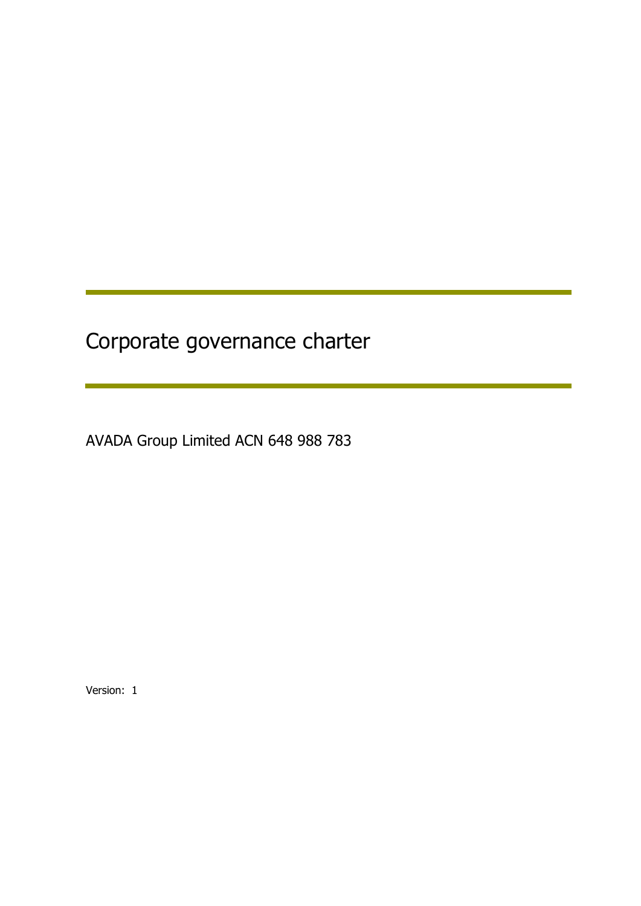# Corporate governance charter

AVADA Group Limited ACN 648 988 783

Version: 1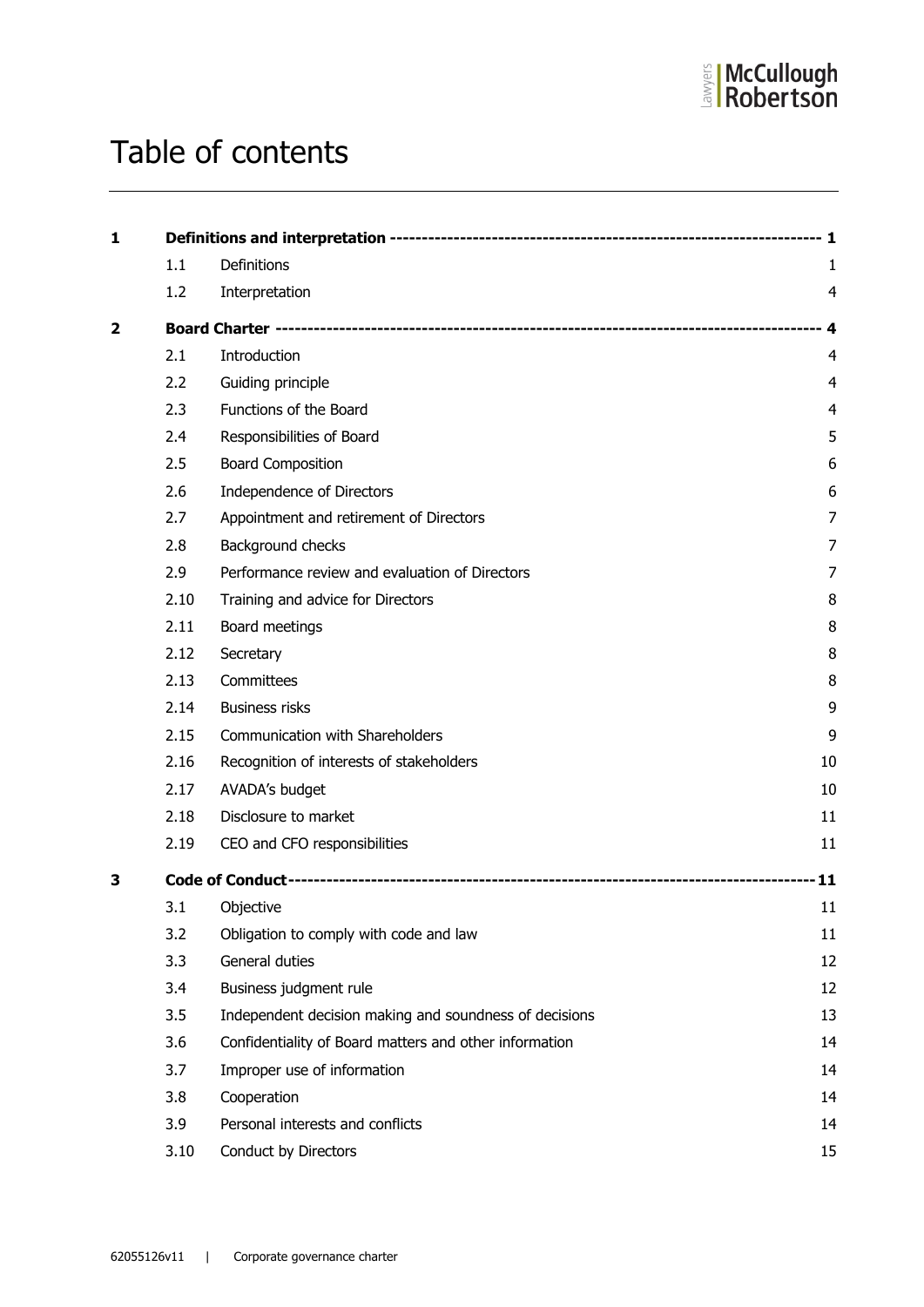# Table of contents

| | | | |
|---|---|---|---|
| **1** | **Definitions and interpretation** | | **1** |
| | 1.1 | Definitions | 1 |
| | 1.2 | Interpretation | 4 |
| **2** | **Board Charter** | | **4** |
| | 2.1 | Introduction | 4 |
| | 2.2 | Guiding principle | 4 |
| | 2.3 | Functions of the Board | 4 |
| | 2.4 | Responsibilities of Board | 5 |
| | 2.5 | Board Composition | 6 |
| | 2.6 | Independence of Directors | 6 |
| | 2.7 | Appointment and retirement of Directors | 7 |
| | 2.8 | Background checks | 7 |
| | 2.9 | Performance review and evaluation of Directors | 7 |
| | 2.10 | Training and advice for Directors | 8 |
| | 2.11 | Board meetings | 8 |
| | 2.12 | Secretary | 8 |
| | 2.13 | Committees | 8 |
| | 2.14 | Business risks | 9 |
| | 2.15 | Communication with Shareholders | 9 |
| | 2.16 | Recognition of interests of stakeholders | 10 |
| | 2.17 | AVADA's budget | 10 |
| | 2.18 | Disclosure to market | 11 |
| | 2.19 | CEO and CFO responsibilities | 11 |
| **3** | **Code of Conduct** | | **11** |
| | 3.1 | Objective | 11 |
| | 3.2 | Obligation to comply with code and law | 11 |
| | 3.3 | General duties | 12 |
| | 3.4 | Business judgment rule | 12 |
| | 3.5 | Independent decision making and soundness of decisions | 13 |
| | 3.6 | Confidentiality of Board matters and other information | 14 |
| | 3.7 | Improper use of information | 14 |
| | 3.8 | Cooperation | 14 |
| | 3.9 | Personal interests and conflicts | 14 |
| | 3.10 | Conduct by Directors | 15 |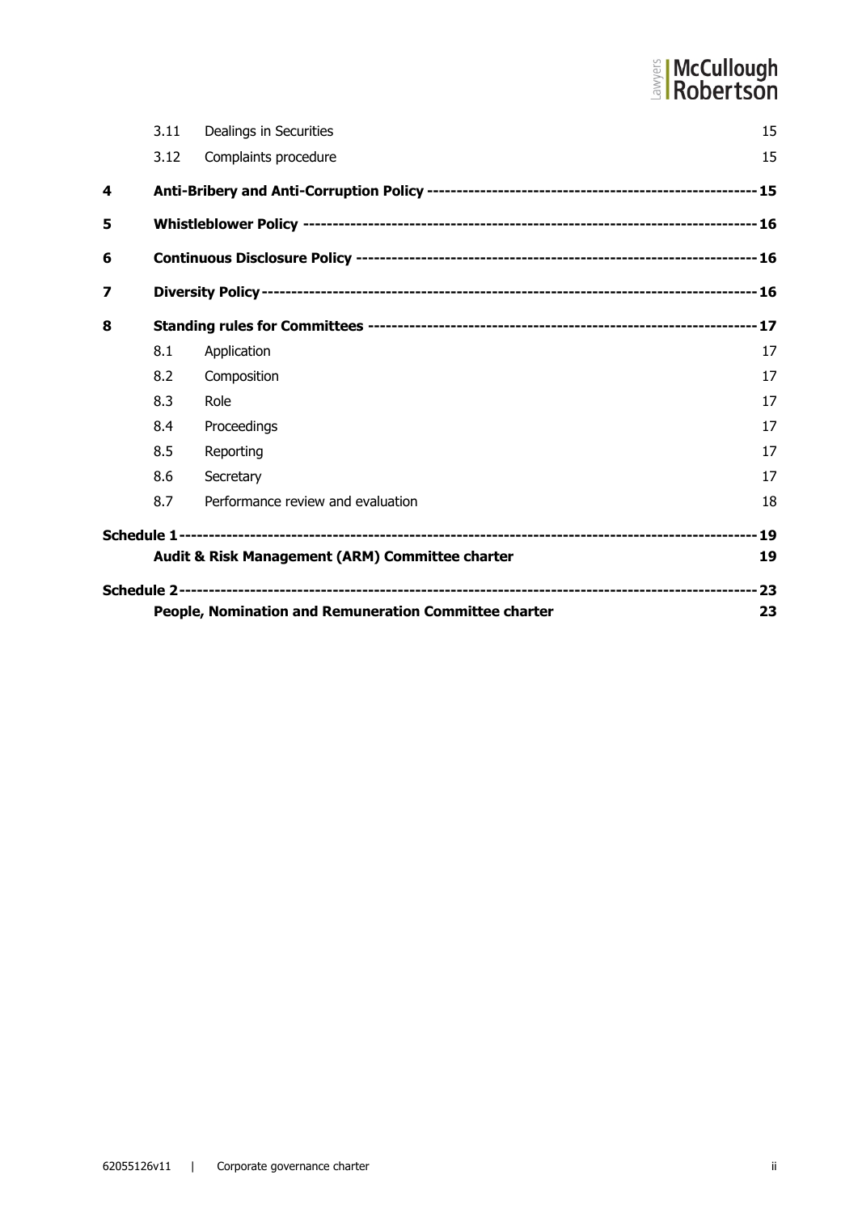| | | | |
|---|---|---|---|
| | 3.11 | Dealings in Securities | 15 |
| | 3.12 | Complaints procedure | 15 |
| **4** | **Anti-Bribery and Anti-Corruption Policy** | | **15** |
| **5** | **Whistleblower Policy** | | **16** |
| **6** | **Continuous Disclosure Policy** | | **16** |
| **7** | **Diversity Policy** | | **16** |
| **8** | **Standing rules for Committees** | | **17** |
| | 8.1 | Application | 17 |
| | 8.2 | Composition | 17 |
| | 8.3 | Role | 17 |
| | 8.4 | Proceedings | 17 |
| | 8.5 | Reporting | 17 |
| | 8.6 | Secretary | 17 |
| | 8.7 | Performance review and evaluation | 18 |
| **Schedule 1** | | | **19** |
| | **Audit & Risk Management (ARM) Committee charter** | | **19** |
| **Schedule 2** | | | **23** |
| | **People, Nomination and Remuneration Committee charter** | | **23** |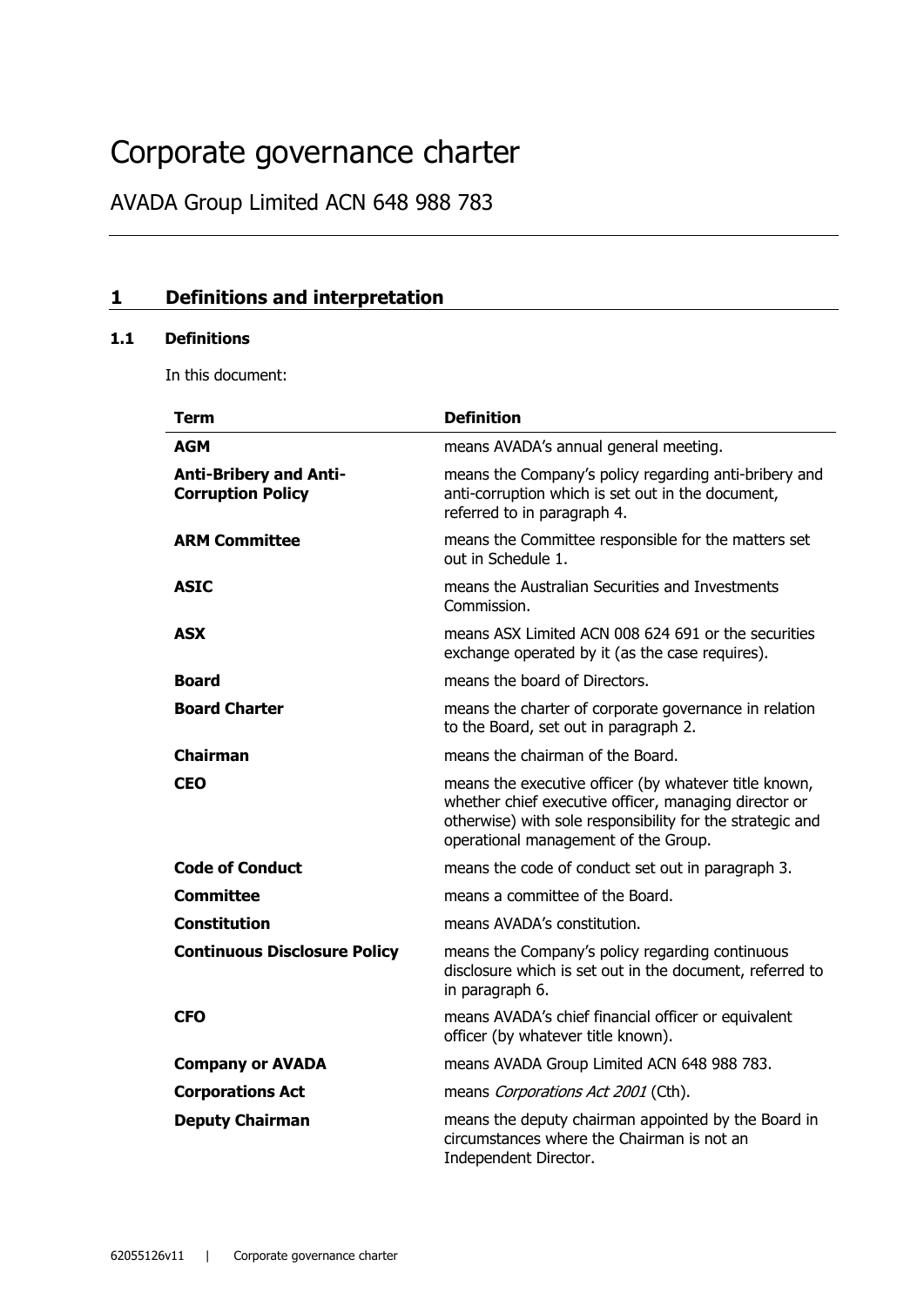# Corporate governance charter

## AVADA Group Limited ACN 648 988 783

---

## 1 Definitions and interpretation

### 1.1 Definitions

In this document:

| Term | Definition |
|---|---|
| **AGM** | means AVADA's annual general meeting. |
| **Anti-Bribery and Anti-Corruption Policy** | means the Company's policy regarding anti-bribery and anti-corruption which is set out in the document, referred to in paragraph 4. |
| **ARM Committee** | means the Committee responsible for the matters set out in Schedule 1. |
| **ASIC** | means the Australian Securities and Investments Commission. |
| **ASX** | means ASX Limited ACN 008 624 691 or the securities exchange operated by it (as the case requires). |
| **Board** | means the board of Directors. |
| **Board Charter** | means the charter of corporate governance in relation to the Board, set out in paragraph 2. |
| **Chairman** | means the chairman of the Board. |
| **CEO** | means the executive officer (by whatever title known, whether chief executive officer, managing director or otherwise) with sole responsibility for the strategic and operational management of the Group. |
| **Code of Conduct** | means the code of conduct set out in paragraph 3. |
| **Committee** | means a committee of the Board. |
| **Constitution** | means AVADA's constitution. |
| **Continuous Disclosure Policy** | means the Company's policy regarding continuous disclosure which is set out in the document, referred to in paragraph 6. |
| **CFO** | means AVADA's chief financial officer or equivalent officer (by whatever title known). |
| **Company or AVADA** | means AVADA Group Limited ACN 648 988 783. |
| **Corporations Act** | means *Corporations Act 2001* (Cth). |
| **Deputy Chairman** | means the deputy chairman appointed by the Board in circumstances where the Chairman is not an Independent Director. |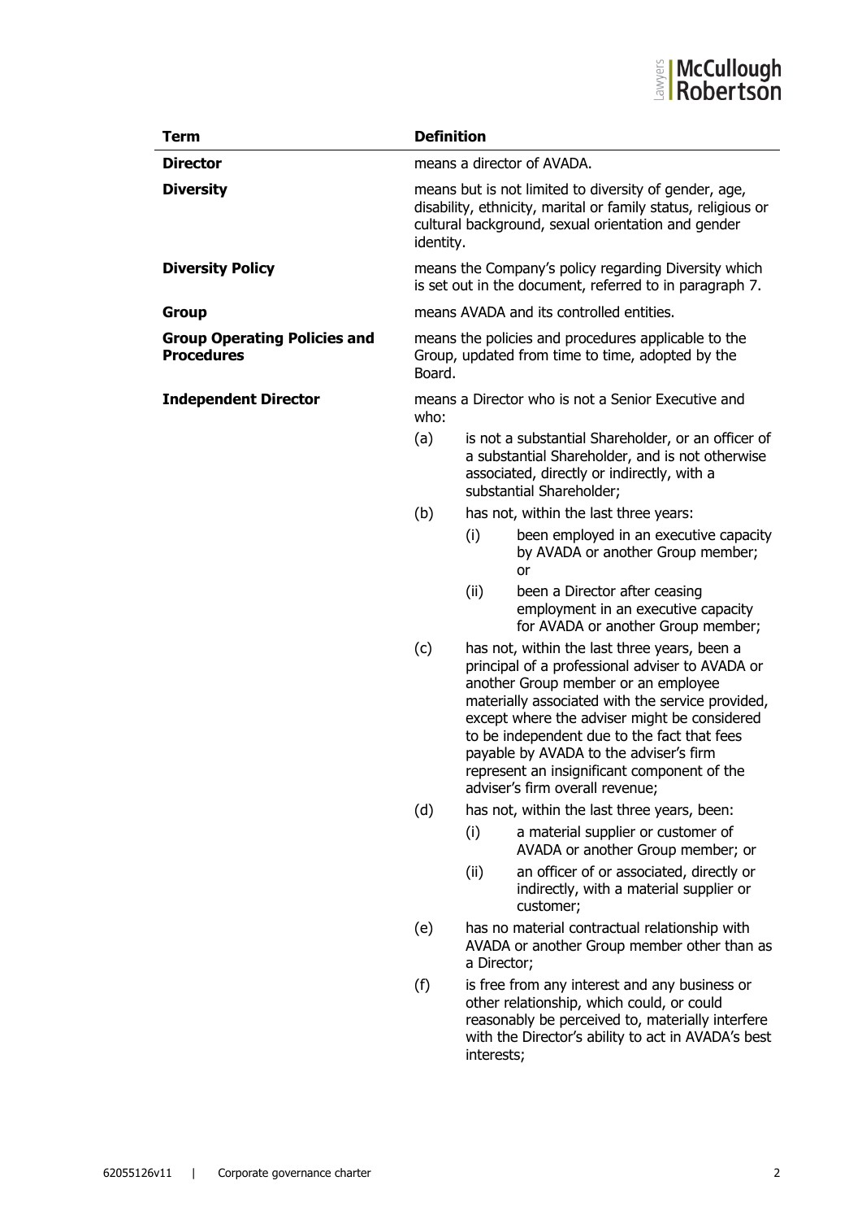| Term | Definition |
|---|---|
| **Director** | means a director of AVADA. |
| **Diversity** | means but is not limited to diversity of gender, age, disability, ethnicity, marital or family status, religious or cultural background, sexual orientation and gender identity. |
| **Diversity Policy** | means the Company's policy regarding Diversity which is set out in the document, referred to in paragraph 7. |
| **Group** | means AVADA and its controlled entities. |
| **Group Operating Policies and Procedures** | means the policies and procedures applicable to the Group, updated from time to time, adopted by the Board. |
| **Independent Director** | means a Director who is not a Senior Executive and who:<br>(a) is not a substantial Shareholder, or an officer of a substantial Shareholder, and is not otherwise associated, directly or indirectly, with a substantial Shareholder;<br>(b) has not, within the last three years:<br>(i) been employed in an executive capacity by AVADA or another Group member; or<br>(ii) been a Director after ceasing employment in an executive capacity for AVADA or another Group member;<br>(c) has not, within the last three years, been a principal of a professional adviser to AVADA or another Group member or an employee materially associated with the service provided, except where the adviser might be considered to be independent due to the fact that fees payable by AVADA to the adviser's firm represent an insignificant component of the adviser's firm overall revenue;<br>(d) has not, within the last three years, been:<br>(i) a material supplier or customer of AVADA or another Group member; or<br>(ii) an officer of or associated, directly or indirectly, with a material supplier or customer;<br>(e) has no material contractual relationship with AVADA or another Group member other than as a Director;<br>(f) is free from any interest and any business or other relationship, which could, or could reasonably be perceived to, materially interfere with the Director's ability to act in AVADA's best interests; |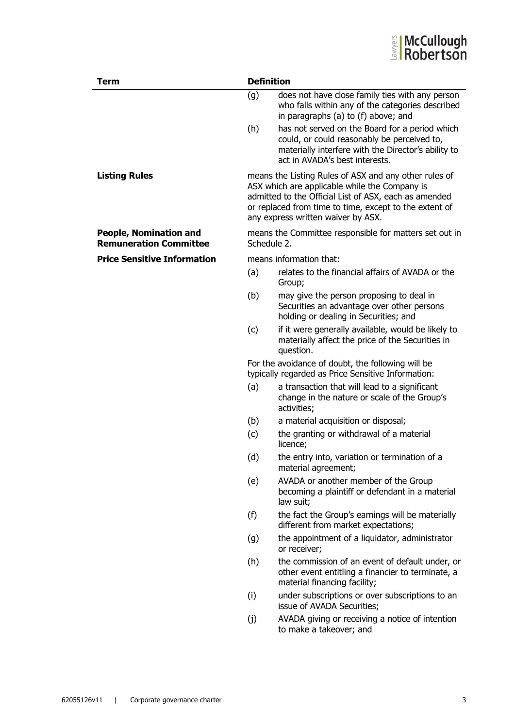| Term | Definition |
| --- | --- |
| | (g) does not have close family ties with any person who falls within any of the categories described in paragraphs (a) to (f) above; and<br><br>(h) has not served on the Board for a period which could, or could reasonably be perceived to, materially interfere with the Director's ability to act in AVADA's best interests. |
| **Listing Rules** | means the Listing Rules of ASX and any other rules of ASX which are applicable while the Company is admitted to the Official List of ASX, each as amended or replaced from time to time, except to the extent of any express written waiver by ASX. |
| **People, Nomination and Remuneration Committee** | means the Committee responsible for matters set out in Schedule 2. |
| **Price Sensitive Information** | means information that:<br><br>(a) relates to the financial affairs of AVADA or the Group;<br><br>(b) may give the person proposing to deal in Securities an advantage over other persons holding or dealing in Securities; and<br><br>(c) if it were generally available, would be likely to materially affect the price of the Securities in question.<br><br>For the avoidance of doubt, the following will be typically regarded as Price Sensitive Information:<br><br>(a) a transaction that will lead to a significant change in the nature or scale of the Group's activities;<br><br>(b) a material acquisition or disposal;<br><br>(c) the granting or withdrawal of a material licence;<br><br>(d) the entry into, variation or termination of a material agreement;<br><br>(e) AVADA or another member of the Group becoming a plaintiff or defendant in a material law suit;<br><br>(f) the fact the Group's earnings will be materially different from market expectations;<br><br>(g) the appointment of a liquidator, administrator or receiver;<br><br>(h) the commission of an event of default under, or other event entitling a financier to terminate, a material financing facility;<br><br>(i) under subscriptions or over subscriptions to an issue of AVADA Securities;<br><br>(j) AVADA giving or receiving a notice of intention to make a takeover; and |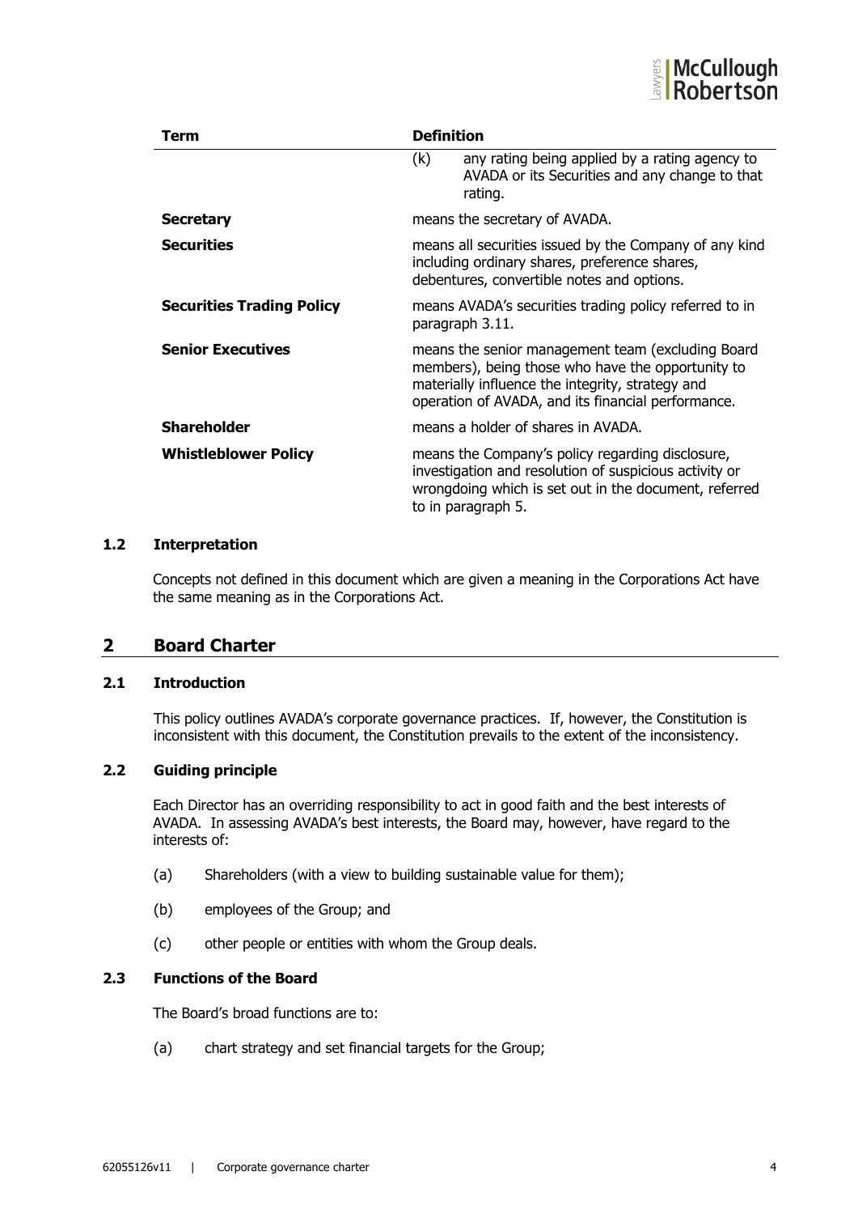| Term | Definition |
| --- | --- |
| | (k) any rating being applied by a rating agency to AVADA or its Securities and any change to that rating. |
| **Secretary** | means the secretary of AVADA. |
| **Securities** | means all securities issued by the Company of any kind including ordinary shares, preference shares, debentures, convertible notes and options. |
| **Securities Trading Policy** | means AVADA's securities trading policy referred to in paragraph 3.11. |
| **Senior Executives** | means the senior management team (excluding Board members), being those who have the opportunity to materially influence the integrity, strategy and operation of AVADA, and its financial performance. |
| **Shareholder** | means a holder of shares in AVADA. |
| **Whistleblower Policy** | means the Company's policy regarding disclosure, investigation and resolution of suspicious activity or wrongdoing which is set out in the document, referred to in paragraph 5. |

### 1.2 Interpretation

Concepts not defined in this document which are given a meaning in the Corporations Act have the same meaning as in the Corporations Act.

## 2 Board Charter

### 2.1 Introduction

This policy outlines AVADA's corporate governance practices. If, however, the Constitution is inconsistent with this document, the Constitution prevails to the extent of the inconsistency.

### 2.2 Guiding principle

Each Director has an overriding responsibility to act in good faith and the best interests of AVADA. In assessing AVADA's best interests, the Board may, however, have regard to the interests of:

(a) Shareholders (with a view to building sustainable value for them);

(b) employees of the Group; and

(c) other people or entities with whom the Group deals.

### 2.3 Functions of the Board

The Board's broad functions are to:

(a) chart strategy and set financial targets for the Group;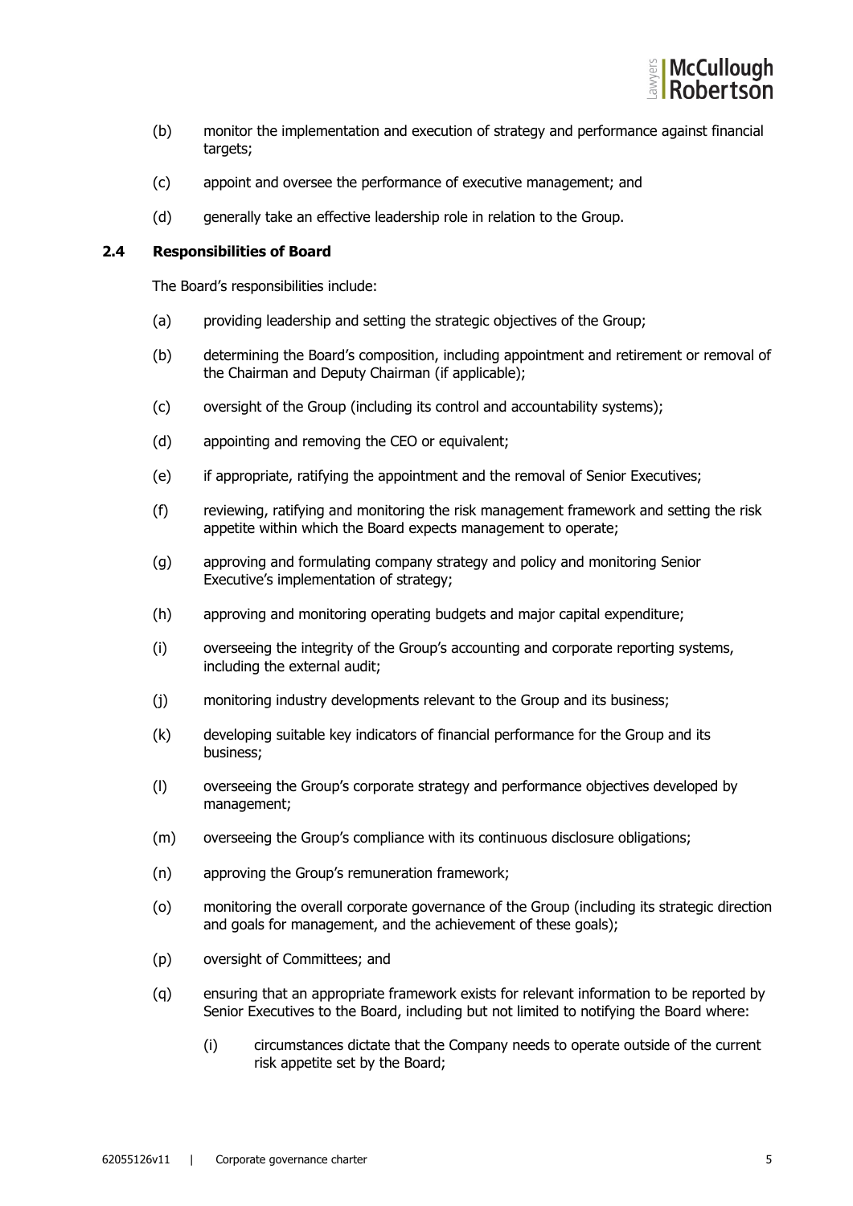(b) monitor the implementation and execution of strategy and performance against financial targets;

(c) appoint and oversee the performance of executive management; and

(d) generally take an effective leadership role in relation to the Group.

### 2.4 Responsibilities of Board

The Board's responsibilities include:

(a) providing leadership and setting the strategic objectives of the Group;

(b) determining the Board's composition, including appointment and retirement or removal of the Chairman and Deputy Chairman (if applicable);

(c) oversight of the Group (including its control and accountability systems);

(d) appointing and removing the CEO or equivalent;

(e) if appropriate, ratifying the appointment and the removal of Senior Executives;

(f) reviewing, ratifying and monitoring the risk management framework and setting the risk appetite within which the Board expects management to operate;

(g) approving and formulating company strategy and policy and monitoring Senior Executive's implementation of strategy;

(h) approving and monitoring operating budgets and major capital expenditure;

(i) overseeing the integrity of the Group's accounting and corporate reporting systems, including the external audit;

(j) monitoring industry developments relevant to the Group and its business;

(k) developing suitable key indicators of financial performance for the Group and its business;

(l) overseeing the Group's corporate strategy and performance objectives developed by management;

(m) overseeing the Group's compliance with its continuous disclosure obligations;

(n) approving the Group's remuneration framework;

(o) monitoring the overall corporate governance of the Group (including its strategic direction and goals for management, and the achievement of these goals);

(p) oversight of Committees; and

(q) ensuring that an appropriate framework exists for relevant information to be reported by Senior Executives to the Board, including but not limited to notifying the Board where:

    (i) circumstances dictate that the Company needs to operate outside of the current risk appetite set by the Board;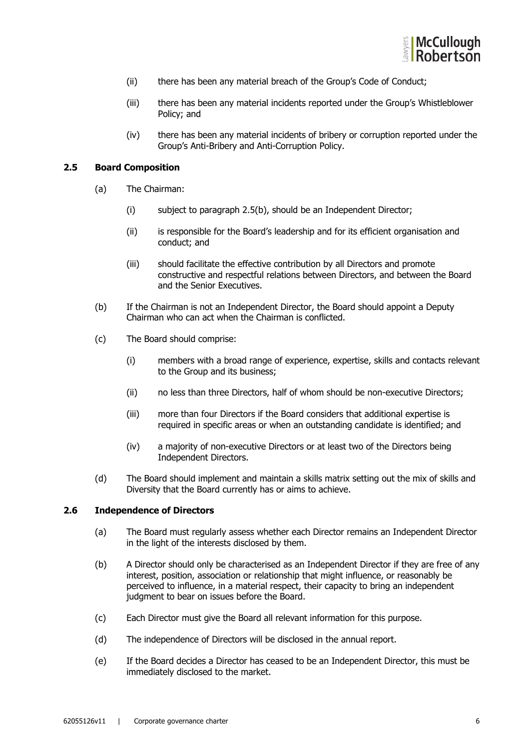(ii) there has been any material breach of the Group's Code of Conduct;

(iii) there has been any material incidents reported under the Group's Whistleblower Policy; and

(iv) there has been any material incidents of bribery or corruption reported under the Group's Anti-Bribery and Anti-Corruption Policy.

## 2.5 Board Composition

(a) The Chairman:

(i) subject to paragraph 2.5(b), should be an Independent Director;

(ii) is responsible for the Board's leadership and for its efficient organisation and conduct; and

(iii) should facilitate the effective contribution by all Directors and promote constructive and respectful relations between Directors, and between the Board and the Senior Executives.

(b) If the Chairman is not an Independent Director, the Board should appoint a Deputy Chairman who can act when the Chairman is conflicted.

(c) The Board should comprise:

(i) members with a broad range of experience, expertise, skills and contacts relevant to the Group and its business;

(ii) no less than three Directors, half of whom should be non-executive Directors;

(iii) more than four Directors if the Board considers that additional expertise is required in specific areas or when an outstanding candidate is identified; and

(iv) a majority of non-executive Directors or at least two of the Directors being Independent Directors.

(d) The Board should implement and maintain a skills matrix setting out the mix of skills and Diversity that the Board currently has or aims to achieve.

## 2.6 Independence of Directors

(a) The Board must regularly assess whether each Director remains an Independent Director in the light of the interests disclosed by them.

(b) A Director should only be characterised as an Independent Director if they are free of any interest, position, association or relationship that might influence, or reasonably be perceived to influence, in a material respect, their capacity to bring an independent judgment to bear on issues before the Board.

(c) Each Director must give the Board all relevant information for this purpose.

(d) The independence of Directors will be disclosed in the annual report.

(e) If the Board decides a Director has ceased to be an Independent Director, this must be immediately disclosed to the market.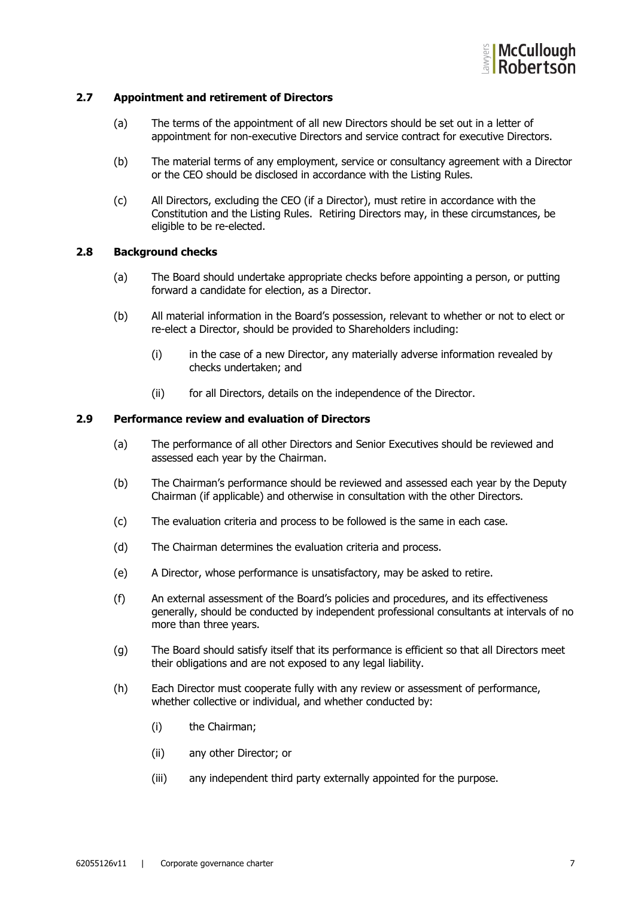### 2.7 Appointment and retirement of Directors

(a) The terms of the appointment of all new Directors should be set out in a letter of appointment for non-executive Directors and service contract for executive Directors.

(b) The material terms of any employment, service or consultancy agreement with a Director or the CEO should be disclosed in accordance with the Listing Rules.

(c) All Directors, excluding the CEO (if a Director), must retire in accordance with the Constitution and the Listing Rules. Retiring Directors may, in these circumstances, be eligible to be re-elected.

### 2.8 Background checks

(a) The Board should undertake appropriate checks before appointing a person, or putting forward a candidate for election, as a Director.

(b) All material information in the Board's possession, relevant to whether or not to elect or re-elect a Director, should be provided to Shareholders including:

(i) in the case of a new Director, any materially adverse information revealed by checks undertaken; and

(ii) for all Directors, details on the independence of the Director.

### 2.9 Performance review and evaluation of Directors

(a) The performance of all other Directors and Senior Executives should be reviewed and assessed each year by the Chairman.

(b) The Chairman's performance should be reviewed and assessed each year by the Deputy Chairman (if applicable) and otherwise in consultation with the other Directors.

(c) The evaluation criteria and process to be followed is the same in each case.

(d) The Chairman determines the evaluation criteria and process.

(e) A Director, whose performance is unsatisfactory, may be asked to retire.

(f) An external assessment of the Board's policies and procedures, and its effectiveness generally, should be conducted by independent professional consultants at intervals of no more than three years.

(g) The Board should satisfy itself that its performance is efficient so that all Directors meet their obligations and are not exposed to any legal liability.

(h) Each Director must cooperate fully with any review or assessment of performance, whether collective or individual, and whether conducted by:

(i) the Chairman;

(ii) any other Director; or

(iii) any independent third party externally appointed for the purpose.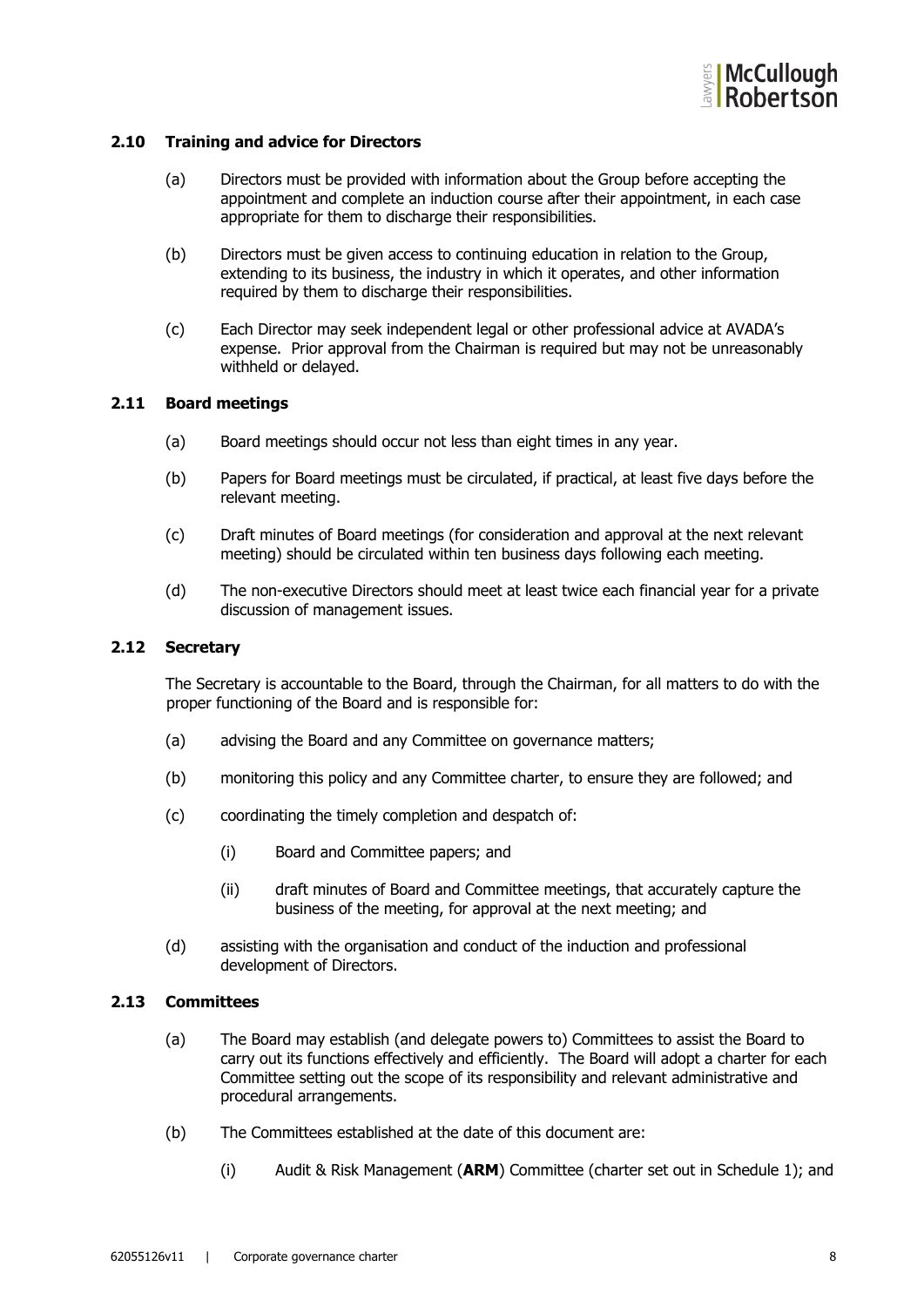### 2.10 Training and advice for Directors

(a) Directors must be provided with information about the Group before accepting the appointment and complete an induction course after their appointment, in each case appropriate for them to discharge their responsibilities.

(b) Directors must be given access to continuing education in relation to the Group, extending to its business, the industry in which it operates, and other information required by them to discharge their responsibilities.

(c) Each Director may seek independent legal or other professional advice at AVADA's expense. Prior approval from the Chairman is required but may not be unreasonably withheld or delayed.

### 2.11 Board meetings

(a) Board meetings should occur not less than eight times in any year.

(b) Papers for Board meetings must be circulated, if practical, at least five days before the relevant meeting.

(c) Draft minutes of Board meetings (for consideration and approval at the next relevant meeting) should be circulated within ten business days following each meeting.

(d) The non-executive Directors should meet at least twice each financial year for a private discussion of management issues.

### 2.12 Secretary

The Secretary is accountable to the Board, through the Chairman, for all matters to do with the proper functioning of the Board and is responsible for:

(a) advising the Board and any Committee on governance matters;

(b) monitoring this policy and any Committee charter, to ensure they are followed; and

(c) coordinating the timely completion and despatch of:

  (i) Board and Committee papers; and

  (ii) draft minutes of Board and Committee meetings, that accurately capture the business of the meeting, for approval at the next meeting; and

(d) assisting with the organisation and conduct of the induction and professional development of Directors.

### 2.13 Committees

(a) The Board may establish (and delegate powers to) Committees to assist the Board to carry out its functions effectively and efficiently. The Board will adopt a charter for each Committee setting out the scope of its responsibility and relevant administrative and procedural arrangements.

(b) The Committees established at the date of this document are:

  (i) Audit & Risk Management (**ARM**) Committee (charter set out in Schedule 1); and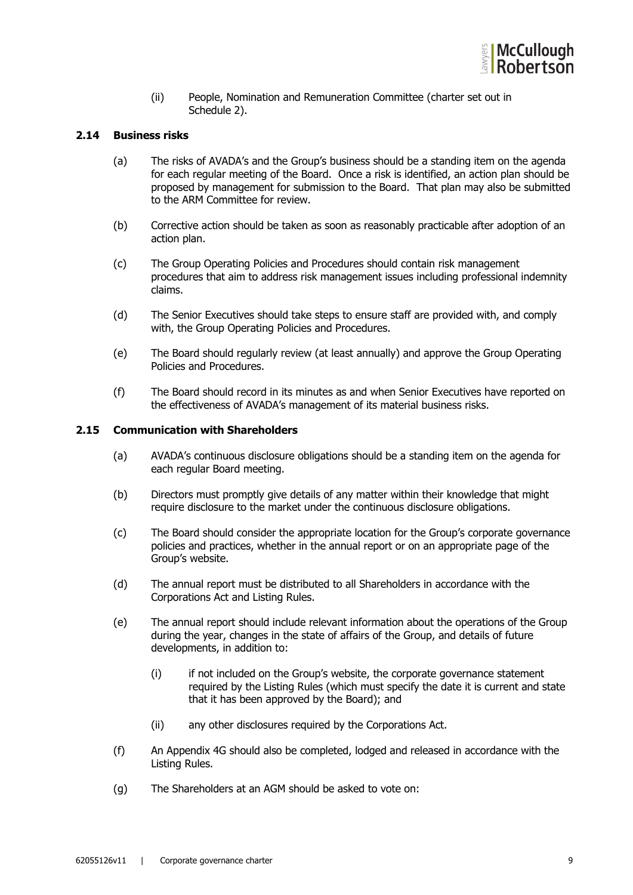(ii) People, Nomination and Remuneration Committee (charter set out in Schedule 2).

### 2.14 Business risks

(a) The risks of AVADA's and the Group's business should be a standing item on the agenda for each regular meeting of the Board. Once a risk is identified, an action plan should be proposed by management for submission to the Board. That plan may also be submitted to the ARM Committee for review.

(b) Corrective action should be taken as soon as reasonably practicable after adoption of an action plan.

(c) The Group Operating Policies and Procedures should contain risk management procedures that aim to address risk management issues including professional indemnity claims.

(d) The Senior Executives should take steps to ensure staff are provided with, and comply with, the Group Operating Policies and Procedures.

(e) The Board should regularly review (at least annually) and approve the Group Operating Policies and Procedures.

(f) The Board should record in its minutes as and when Senior Executives have reported on the effectiveness of AVADA's management of its material business risks.

### 2.15 Communication with Shareholders

(a) AVADA's continuous disclosure obligations should be a standing item on the agenda for each regular Board meeting.

(b) Directors must promptly give details of any matter within their knowledge that might require disclosure to the market under the continuous disclosure obligations.

(c) The Board should consider the appropriate location for the Group's corporate governance policies and practices, whether in the annual report or on an appropriate page of the Group's website.

(d) The annual report must be distributed to all Shareholders in accordance with the Corporations Act and Listing Rules.

(e) The annual report should include relevant information about the operations of the Group during the year, changes in the state of affairs of the Group, and details of future developments, in addition to:

(i) if not included on the Group's website, the corporate governance statement required by the Listing Rules (which must specify the date it is current and state that it has been approved by the Board); and

(ii) any other disclosures required by the Corporations Act.

(f) An Appendix 4G should also be completed, lodged and released in accordance with the Listing Rules.

(g) The Shareholders at an AGM should be asked to vote on: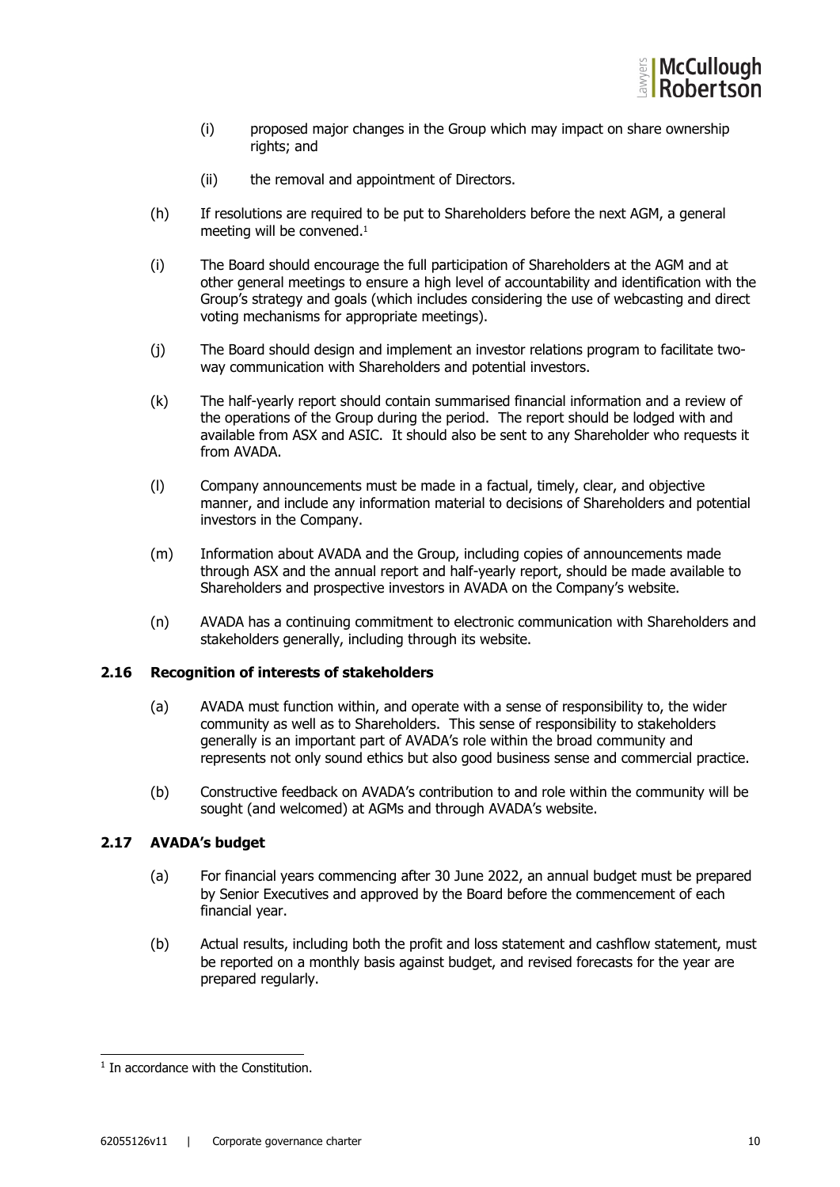(i) proposed major changes in the Group which may impact on share ownership rights; and

(ii) the removal and appointment of Directors.

(h) If resolutions are required to be put to Shareholders before the next AGM, a general meeting will be convened.[1]

(i) The Board should encourage the full participation of Shareholders at the AGM and at other general meetings to ensure a high level of accountability and identification with the Group's strategy and goals (which includes considering the use of webcasting and direct voting mechanisms for appropriate meetings).

(j) The Board should design and implement an investor relations program to facilitate two-way communication with Shareholders and potential investors.

(k) The half-yearly report should contain summarised financial information and a review of the operations of the Group during the period. The report should be lodged with and available from ASX and ASIC. It should also be sent to any Shareholder who requests it from AVADA.

(l) Company announcements must be made in a factual, timely, clear, and objective manner, and include any information material to decisions of Shareholders and potential investors in the Company.

(m) Information about AVADA and the Group, including copies of announcements made through ASX and the annual report and half-yearly report, should be made available to Shareholders and prospective investors in AVADA on the Company's website.

(n) AVADA has a continuing commitment to electronic communication with Shareholders and stakeholders generally, including through its website.

### 2.16 Recognition of interests of stakeholders

(a) AVADA must function within, and operate with a sense of responsibility to, the wider community as well as to Shareholders. This sense of responsibility to stakeholders generally is an important part of AVADA's role within the broad community and represents not only sound ethics but also good business sense and commercial practice.

(b) Constructive feedback on AVADA's contribution to and role within the community will be sought (and welcomed) at AGMs and through AVADA's website.

### 2.17 AVADA's budget

(a) For financial years commencing after 30 June 2022, an annual budget must be prepared by Senior Executives and approved by the Board before the commencement of each financial year.

(b) Actual results, including both the profit and loss statement and cashflow statement, must be reported on a monthly basis against budget, and revised forecasts for the year are prepared regularly.

---

[1] In accordance with the Constitution.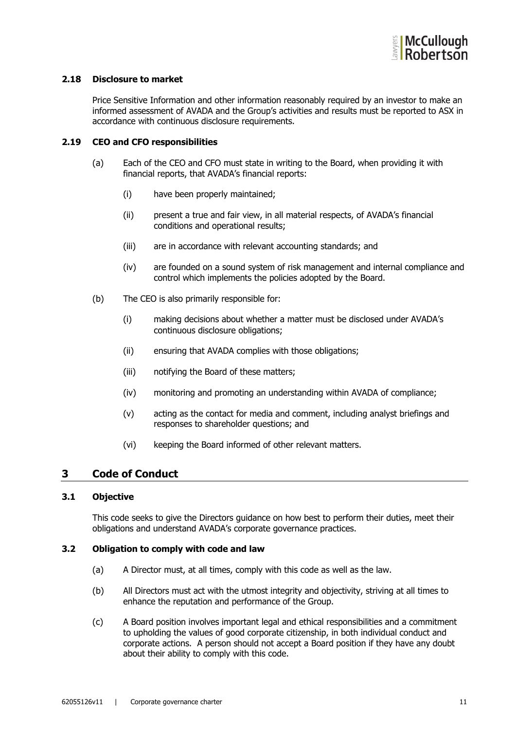### 2.18 Disclosure to market

Price Sensitive Information and other information reasonably required by an investor to make an informed assessment of AVADA and the Group's activities and results must be reported to ASX in accordance with continuous disclosure requirements.

### 2.19 CEO and CFO responsibilities

(a) Each of the CEO and CFO must state in writing to the Board, when providing it with financial reports, that AVADA's financial reports:

(i) have been properly maintained;

(ii) present a true and fair view, in all material respects, of AVADA's financial conditions and operational results;

(iii) are in accordance with relevant accounting standards; and

(iv) are founded on a sound system of risk management and internal compliance and control which implements the policies adopted by the Board.

(b) The CEO is also primarily responsible for:

(i) making decisions about whether a matter must be disclosed under AVADA's continuous disclosure obligations;

(ii) ensuring that AVADA complies with those obligations;

(iii) notifying the Board of these matters;

(iv) monitoring and promoting an understanding within AVADA of compliance;

(v) acting as the contact for media and comment, including analyst briefings and responses to shareholder questions; and

(vi) keeping the Board informed of other relevant matters.

## 3 Code of Conduct

### 3.1 Objective

This code seeks to give the Directors guidance on how best to perform their duties, meet their obligations and understand AVADA's corporate governance practices.

### 3.2 Obligation to comply with code and law

(a) A Director must, at all times, comply with this code as well as the law.

(b) All Directors must act with the utmost integrity and objectivity, striving at all times to enhance the reputation and performance of the Group.

(c) A Board position involves important legal and ethical responsibilities and a commitment to upholding the values of good corporate citizenship, in both individual conduct and corporate actions. A person should not accept a Board position if they have any doubt about their ability to comply with this code.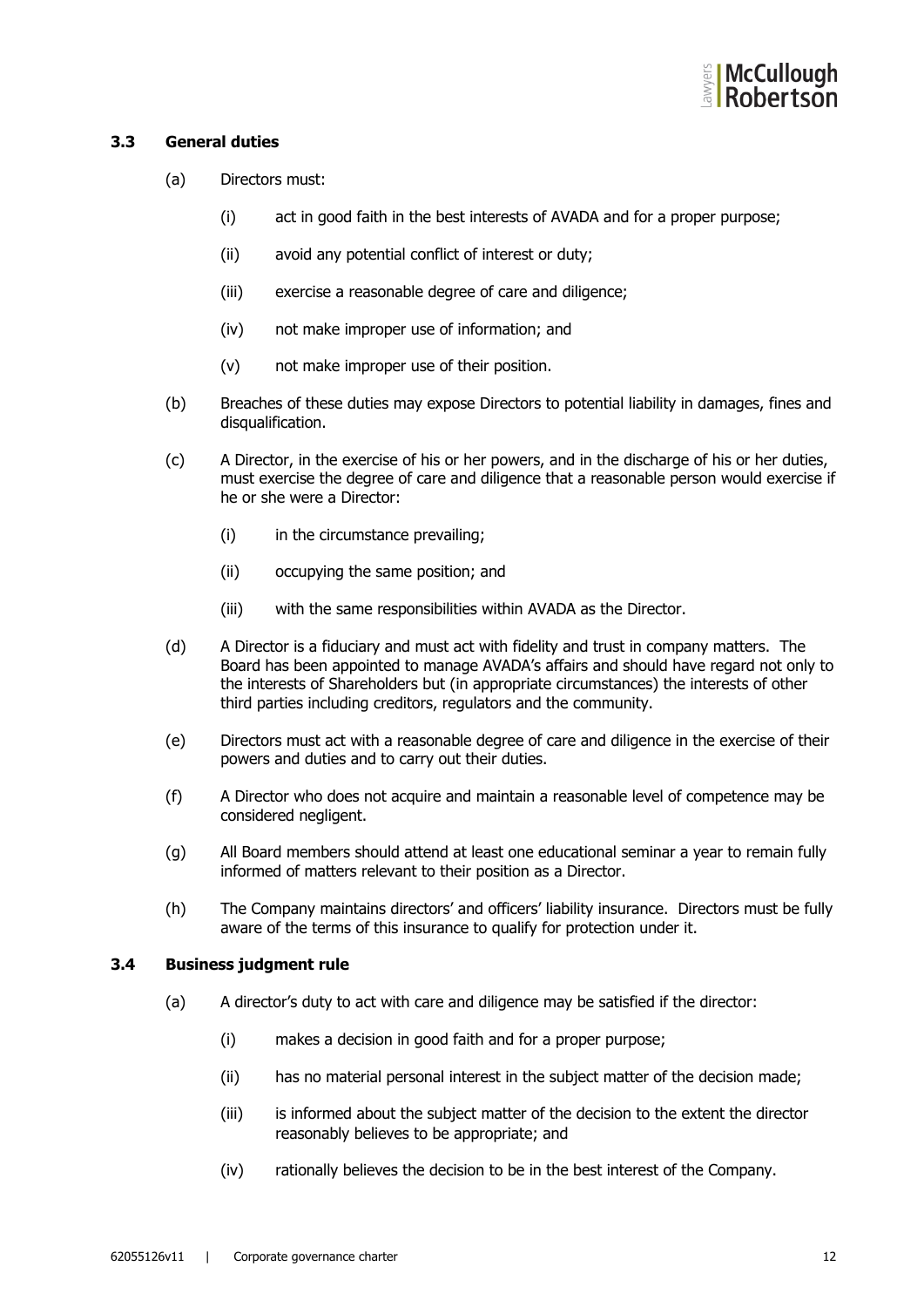### 3.3 General duties

(a) Directors must:

(i) act in good faith in the best interests of AVADA and for a proper purpose;

(ii) avoid any potential conflict of interest or duty;

(iii) exercise a reasonable degree of care and diligence;

(iv) not make improper use of information; and

(v) not make improper use of their position.

(b) Breaches of these duties may expose Directors to potential liability in damages, fines and disqualification.

(c) A Director, in the exercise of his or her powers, and in the discharge of his or her duties, must exercise the degree of care and diligence that a reasonable person would exercise if he or she were a Director:

(i) in the circumstance prevailing;

(ii) occupying the same position; and

(iii) with the same responsibilities within AVADA as the Director.

(d) A Director is a fiduciary and must act with fidelity and trust in company matters. The Board has been appointed to manage AVADA's affairs and should have regard not only to the interests of Shareholders but (in appropriate circumstances) the interests of other third parties including creditors, regulators and the community.

(e) Directors must act with a reasonable degree of care and diligence in the exercise of their powers and duties and to carry out their duties.

(f) A Director who does not acquire and maintain a reasonable level of competence may be considered negligent.

(g) All Board members should attend at least one educational seminar a year to remain fully informed of matters relevant to their position as a Director.

(h) The Company maintains directors' and officers' liability insurance. Directors must be fully aware of the terms of this insurance to qualify for protection under it.

### 3.4 Business judgment rule

(a) A director's duty to act with care and diligence may be satisfied if the director:

(i) makes a decision in good faith and for a proper purpose;

(ii) has no material personal interest in the subject matter of the decision made;

(iii) is informed about the subject matter of the decision to the extent the director reasonably believes to be appropriate; and

(iv) rationally believes the decision to be in the best interest of the Company.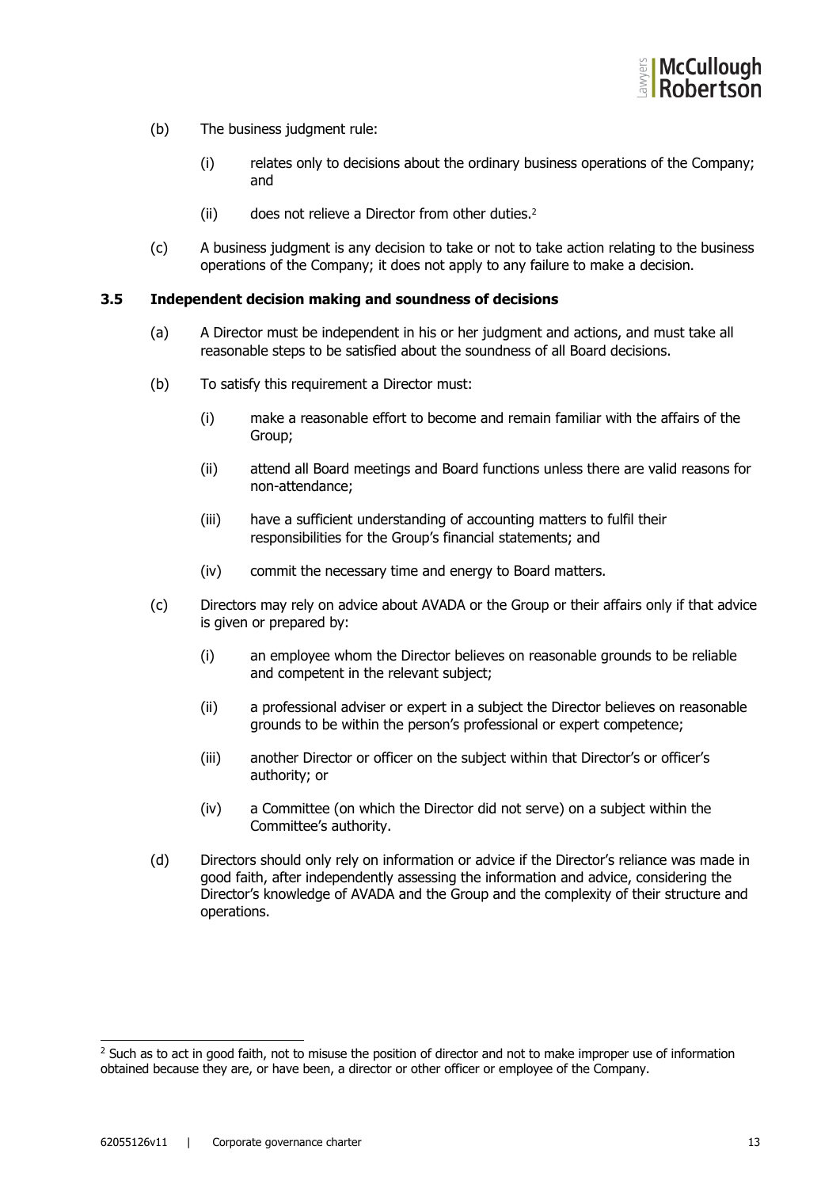(b) The business judgment rule:

  (i) relates only to decisions about the ordinary business operations of the Company; and

  (ii) does not relieve a Director from other duties.[2]

(c) A business judgment is any decision to take or not to take action relating to the business operations of the Company; it does not apply to any failure to make a decision.

### 3.5 Independent decision making and soundness of decisions

(a) A Director must be independent in his or her judgment and actions, and must take all reasonable steps to be satisfied about the soundness of all Board decisions.

(b) To satisfy this requirement a Director must:

  (i) make a reasonable effort to become and remain familiar with the affairs of the Group;

  (ii) attend all Board meetings and Board functions unless there are valid reasons for non-attendance;

  (iii) have a sufficient understanding of accounting matters to fulfil their responsibilities for the Group's financial statements; and

  (iv) commit the necessary time and energy to Board matters.

(c) Directors may rely on advice about AVADA or the Group or their affairs only if that advice is given or prepared by:

  (i) an employee whom the Director believes on reasonable grounds to be reliable and competent in the relevant subject;

  (ii) a professional adviser or expert in a subject the Director believes on reasonable grounds to be within the person's professional or expert competence;

  (iii) another Director or officer on the subject within that Director's or officer's authority; or

  (iv) a Committee (on which the Director did not serve) on a subject within the Committee's authority.

(d) Directors should only rely on information or advice if the Director's reliance was made in good faith, after independently assessing the information and advice, considering the Director's knowledge of AVADA and the Group and the complexity of their structure and operations.

---

[2] Such as to act in good faith, not to misuse the position of director and not to make improper use of information obtained because they are, or have been, a director or other officer or employee of the Company.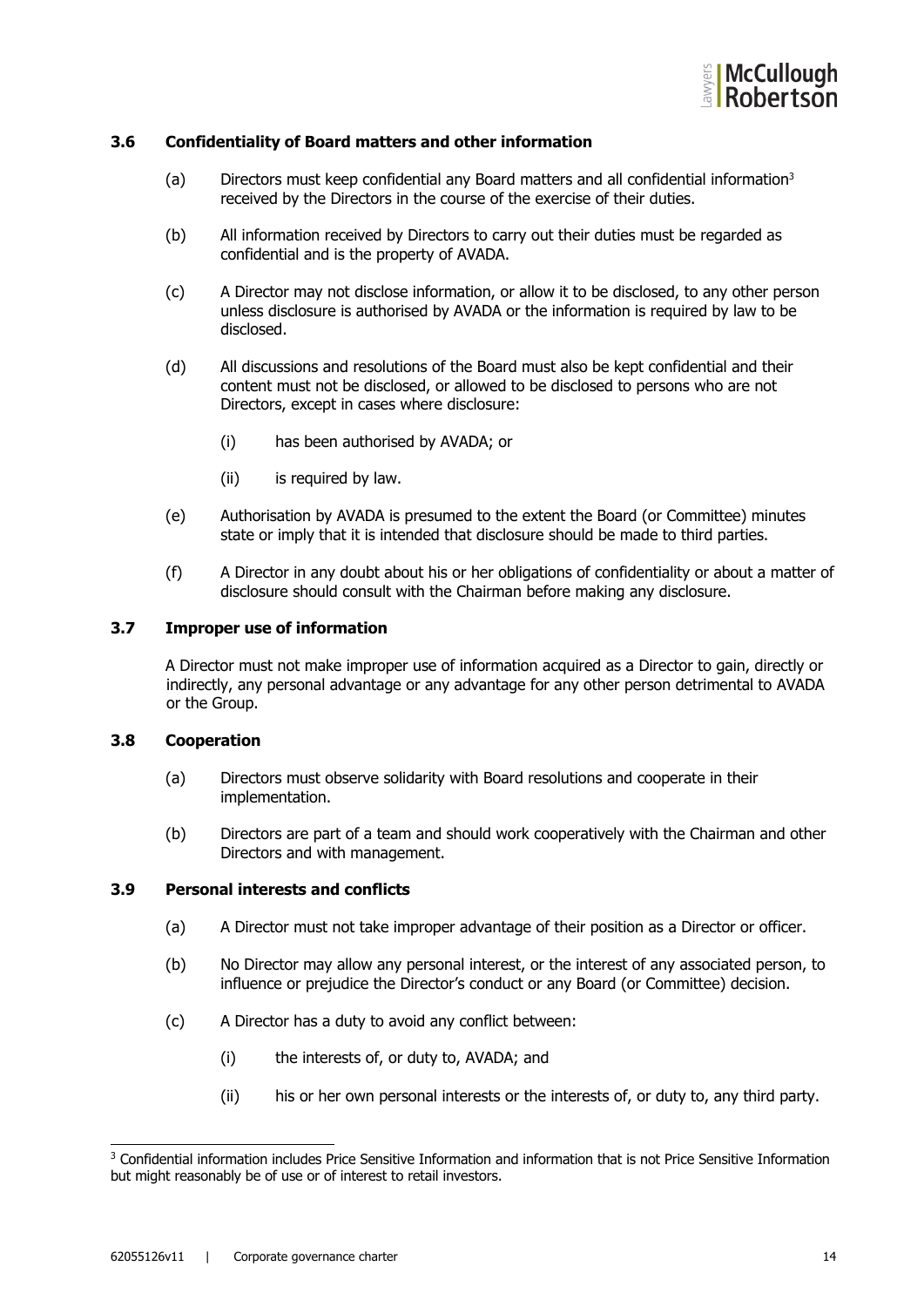### 3.6 Confidentiality of Board matters and other information

(a) Directors must keep confidential any Board matters and all confidential information[3] received by the Directors in the course of the exercise of their duties.

(b) All information received by Directors to carry out their duties must be regarded as confidential and is the property of AVADA.

(c) A Director may not disclose information, or allow it to be disclosed, to any other person unless disclosure is authorised by AVADA or the information is required by law to be disclosed.

(d) All discussions and resolutions of the Board must also be kept confidential and their content must not be disclosed, or allowed to be disclosed to persons who are not Directors, except in cases where disclosure:

 (i) has been authorised by AVADA; or

 (ii) is required by law.

(e) Authorisation by AVADA is presumed to the extent the Board (or Committee) minutes state or imply that it is intended that disclosure should be made to third parties.

(f) A Director in any doubt about his or her obligations of confidentiality or about a matter of disclosure should consult with the Chairman before making any disclosure.

### 3.7 Improper use of information

A Director must not make improper use of information acquired as a Director to gain, directly or indirectly, any personal advantage or any advantage for any other person detrimental to AVADA or the Group.

### 3.8 Cooperation

(a) Directors must observe solidarity with Board resolutions and cooperate in their implementation.

(b) Directors are part of a team and should work cooperatively with the Chairman and other Directors and with management.

### 3.9 Personal interests and conflicts

(a) A Director must not take improper advantage of their position as a Director or officer.

(b) No Director may allow any personal interest, or the interest of any associated person, to influence or prejudice the Director's conduct or any Board (or Committee) decision.

(c) A Director has a duty to avoid any conflict between:

 (i) the interests of, or duty to, AVADA; and

 (ii) his or her own personal interests or the interests of, or duty to, any third party.

---

[3] Confidential information includes Price Sensitive Information and information that is not Price Sensitive Information but might reasonably be of use or of interest to retail investors.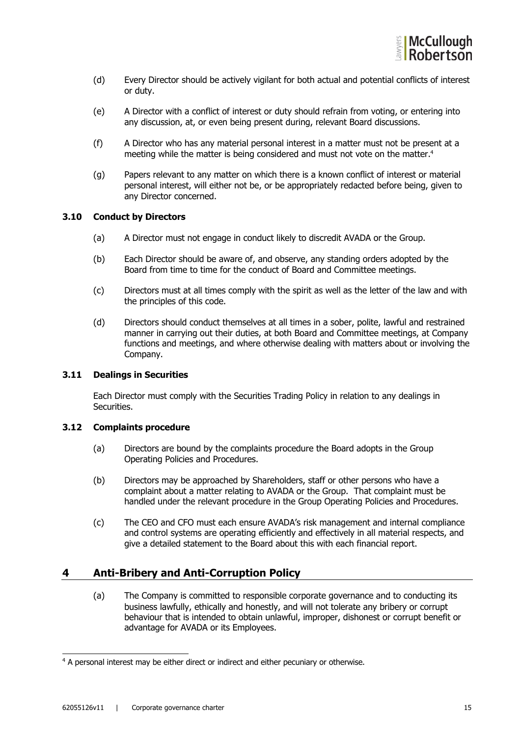(d) Every Director should be actively vigilant for both actual and potential conflicts of interest or duty.

(e) A Director with a conflict of interest or duty should refrain from voting, or entering into any discussion, at, or even being present during, relevant Board discussions.

(f) A Director who has any material personal interest in a matter must not be present at a meeting while the matter is being considered and must not vote on the matter.[4]

(g) Papers relevant to any matter on which there is a known conflict of interest or material personal interest, will either not be, or be appropriately redacted before being, given to any Director concerned.

### 3.10 Conduct by Directors

(a) A Director must not engage in conduct likely to discredit AVADA or the Group.

(b) Each Director should be aware of, and observe, any standing orders adopted by the Board from time to time for the conduct of Board and Committee meetings.

(c) Directors must at all times comply with the spirit as well as the letter of the law and with the principles of this code.

(d) Directors should conduct themselves at all times in a sober, polite, lawful and restrained manner in carrying out their duties, at both Board and Committee meetings, at Company functions and meetings, and where otherwise dealing with matters about or involving the Company.

### 3.11 Dealings in Securities

Each Director must comply with the Securities Trading Policy in relation to any dealings in Securities.

### 3.12 Complaints procedure

(a) Directors are bound by the complaints procedure the Board adopts in the Group Operating Policies and Procedures.

(b) Directors may be approached by Shareholders, staff or other persons who have a complaint about a matter relating to AVADA or the Group. That complaint must be handled under the relevant procedure in the Group Operating Policies and Procedures.

(c) The CEO and CFO must each ensure AVADA's risk management and internal compliance and control systems are operating efficiently and effectively in all material respects, and give a detailed statement to the Board about this with each financial report.

## 4 Anti-Bribery and Anti-Corruption Policy

(a) The Company is committed to responsible corporate governance and to conducting its business lawfully, ethically and honestly, and will not tolerate any bribery or corrupt behaviour that is intended to obtain unlawful, improper, dishonest or corrupt benefit or advantage for AVADA or its Employees.

---

[4] A personal interest may be either direct or indirect and either pecuniary or otherwise.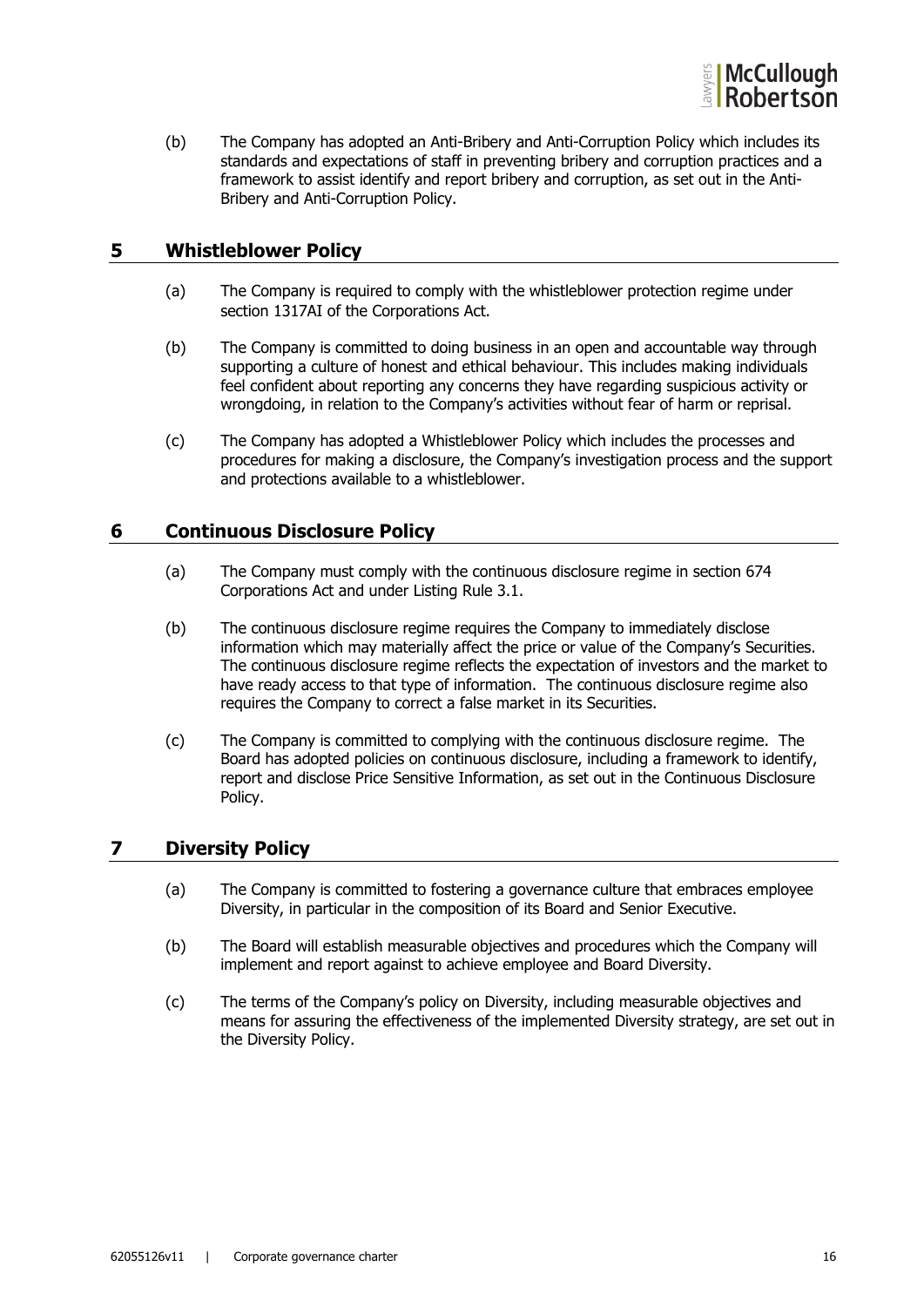(b) The Company has adopted an Anti-Bribery and Anti-Corruption Policy which includes its standards and expectations of staff in preventing bribery and corruption practices and a framework to assist identify and report bribery and corruption, as set out in the Anti-Bribery and Anti-Corruption Policy.

## 5 Whistleblower Policy

(a) The Company is required to comply with the whistleblower protection regime under section 1317AI of the Corporations Act.

(b) The Company is committed to doing business in an open and accountable way through supporting a culture of honest and ethical behaviour. This includes making individuals feel confident about reporting any concerns they have regarding suspicious activity or wrongdoing, in relation to the Company's activities without fear of harm or reprisal.

(c) The Company has adopted a Whistleblower Policy which includes the processes and procedures for making a disclosure, the Company's investigation process and the support and protections available to a whistleblower.

## 6 Continuous Disclosure Policy

(a) The Company must comply with the continuous disclosure regime in section 674 Corporations Act and under Listing Rule 3.1.

(b) The continuous disclosure regime requires the Company to immediately disclose information which may materially affect the price or value of the Company's Securities. The continuous disclosure regime reflects the expectation of investors and the market to have ready access to that type of information. The continuous disclosure regime also requires the Company to correct a false market in its Securities.

(c) The Company is committed to complying with the continuous disclosure regime. The Board has adopted policies on continuous disclosure, including a framework to identify, report and disclose Price Sensitive Information, as set out in the Continuous Disclosure Policy.

## 7 Diversity Policy

(a) The Company is committed to fostering a governance culture that embraces employee Diversity, in particular in the composition of its Board and Senior Executive.

(b) The Board will establish measurable objectives and procedures which the Company will implement and report against to achieve employee and Board Diversity.

(c) The terms of the Company's policy on Diversity, including measurable objectives and means for assuring the effectiveness of the implemented Diversity strategy, are set out in the Diversity Policy.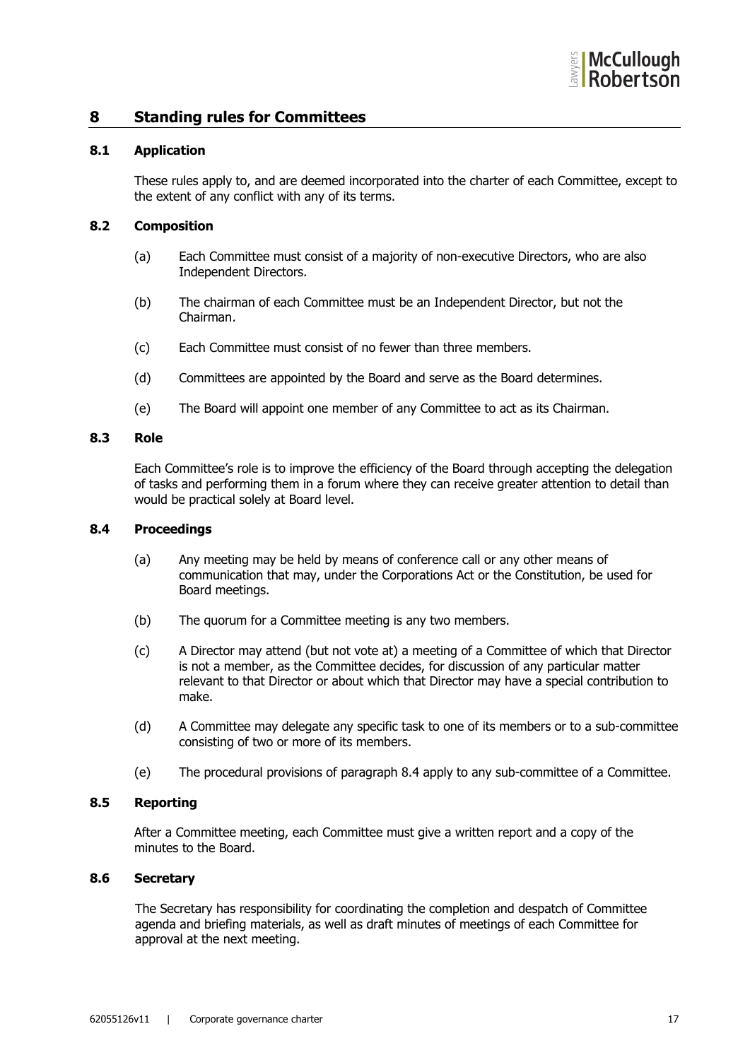## 8 Standing rules for Committees

### 8.1 Application

These rules apply to, and are deemed incorporated into the charter of each Committee, except to the extent of any conflict with any of its terms.

### 8.2 Composition

(a) Each Committee must consist of a majority of non-executive Directors, who are also Independent Directors.

(b) The chairman of each Committee must be an Independent Director, but not the Chairman.

(c) Each Committee must consist of no fewer than three members.

(d) Committees are appointed by the Board and serve as the Board determines.

(e) The Board will appoint one member of any Committee to act as its Chairman.

### 8.3 Role

Each Committee's role is to improve the efficiency of the Board through accepting the delegation of tasks and performing them in a forum where they can receive greater attention to detail than would be practical solely at Board level.

### 8.4 Proceedings

(a) Any meeting may be held by means of conference call or any other means of communication that may, under the Corporations Act or the Constitution, be used for Board meetings.

(b) The quorum for a Committee meeting is any two members.

(c) A Director may attend (but not vote at) a meeting of a Committee of which that Director is not a member, as the Committee decides, for discussion of any particular matter relevant to that Director or about which that Director may have a special contribution to make.

(d) A Committee may delegate any specific task to one of its members or to a sub-committee consisting of two or more of its members.

(e) The procedural provisions of paragraph 8.4 apply to any sub-committee of a Committee.

### 8.5 Reporting

After a Committee meeting, each Committee must give a written report and a copy of the minutes to the Board.

### 8.6 Secretary

The Secretary has responsibility for coordinating the completion and despatch of Committee agenda and briefing materials, as well as draft minutes of meetings of each Committee for approval at the next meeting.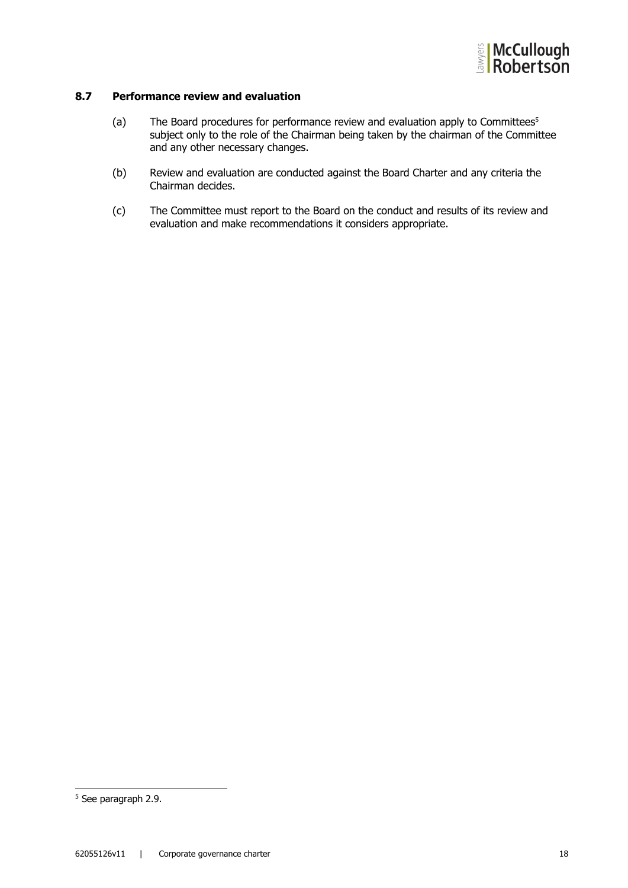### 8.7 Performance review and evaluation

(a) The Board procedures for performance review and evaluation apply to Committees[5] subject only to the role of the Chairman being taken by the chairman of the Committee and any other necessary changes.

(b) Review and evaluation are conducted against the Board Charter and any criteria the Chairman decides.

(c) The Committee must report to the Board on the conduct and results of its review and evaluation and make recommendations it considers appropriate.

---

[5] See paragraph 2.9.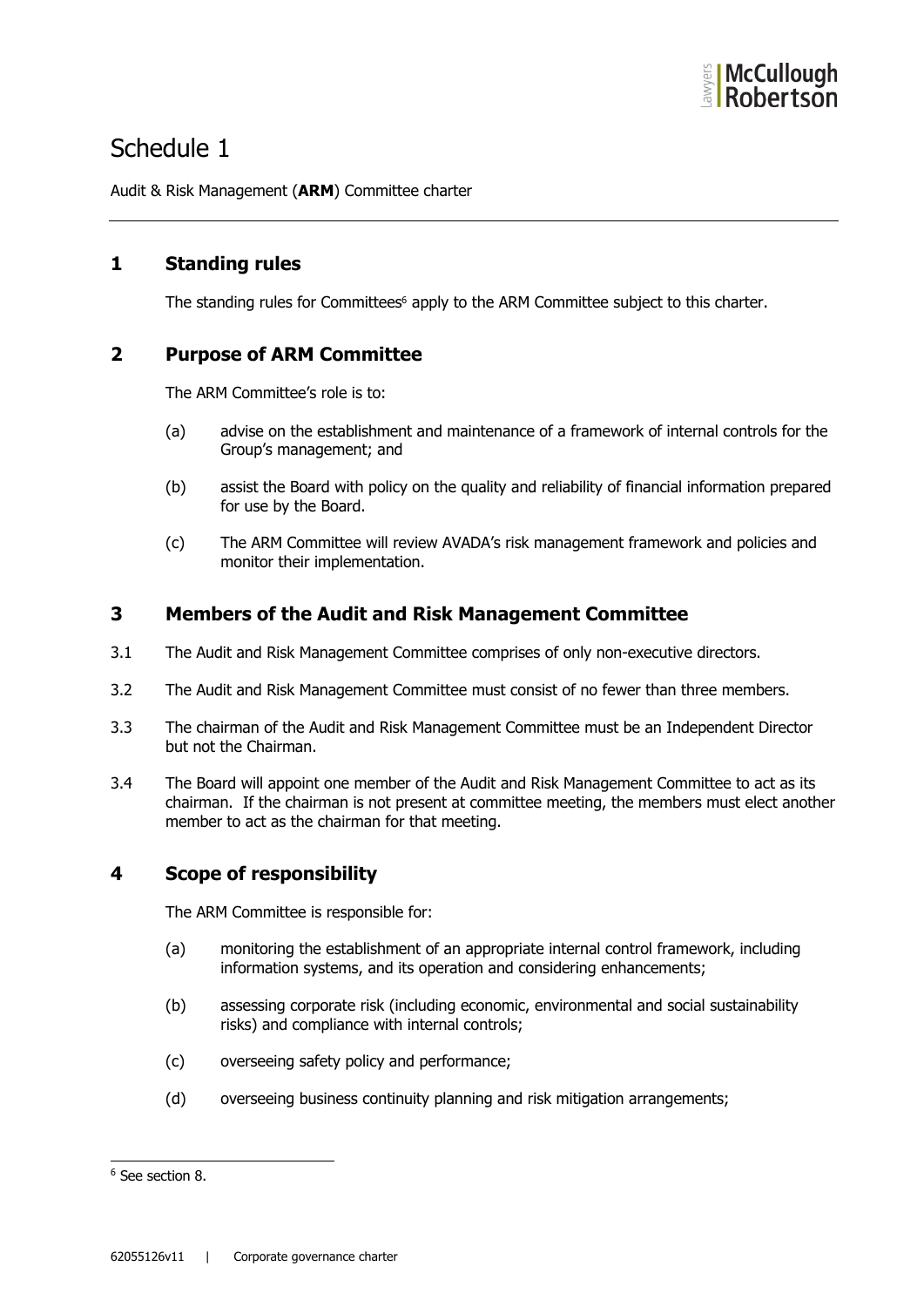# Schedule 1

Audit & Risk Management (**ARM**) Committee charter

## 1 Standing rules

The standing rules for Committees[6] apply to the ARM Committee subject to this charter.

## 2 Purpose of ARM Committee

The ARM Committee's role is to:

(a) advise on the establishment and maintenance of a framework of internal controls for the Group's management; and

(b) assist the Board with policy on the quality and reliability of financial information prepared for use by the Board.

(c) The ARM Committee will review AVADA's risk management framework and policies and monitor their implementation.

## 3 Members of the Audit and Risk Management Committee

3.1 The Audit and Risk Management Committee comprises of only non-executive directors.

3.2 The Audit and Risk Management Committee must consist of no fewer than three members.

3.3 The chairman of the Audit and Risk Management Committee must be an Independent Director but not the Chairman.

3.4 The Board will appoint one member of the Audit and Risk Management Committee to act as its chairman. If the chairman is not present at committee meeting, the members must elect another member to act as the chairman for that meeting.

## 4 Scope of responsibility

The ARM Committee is responsible for:

(a) monitoring the establishment of an appropriate internal control framework, including information systems, and its operation and considering enhancements;

(b) assessing corporate risk (including economic, environmental and social sustainability risks) and compliance with internal controls;

(c) overseeing safety policy and performance;

(d) overseeing business continuity planning and risk mitigation arrangements;

[6] See section 8.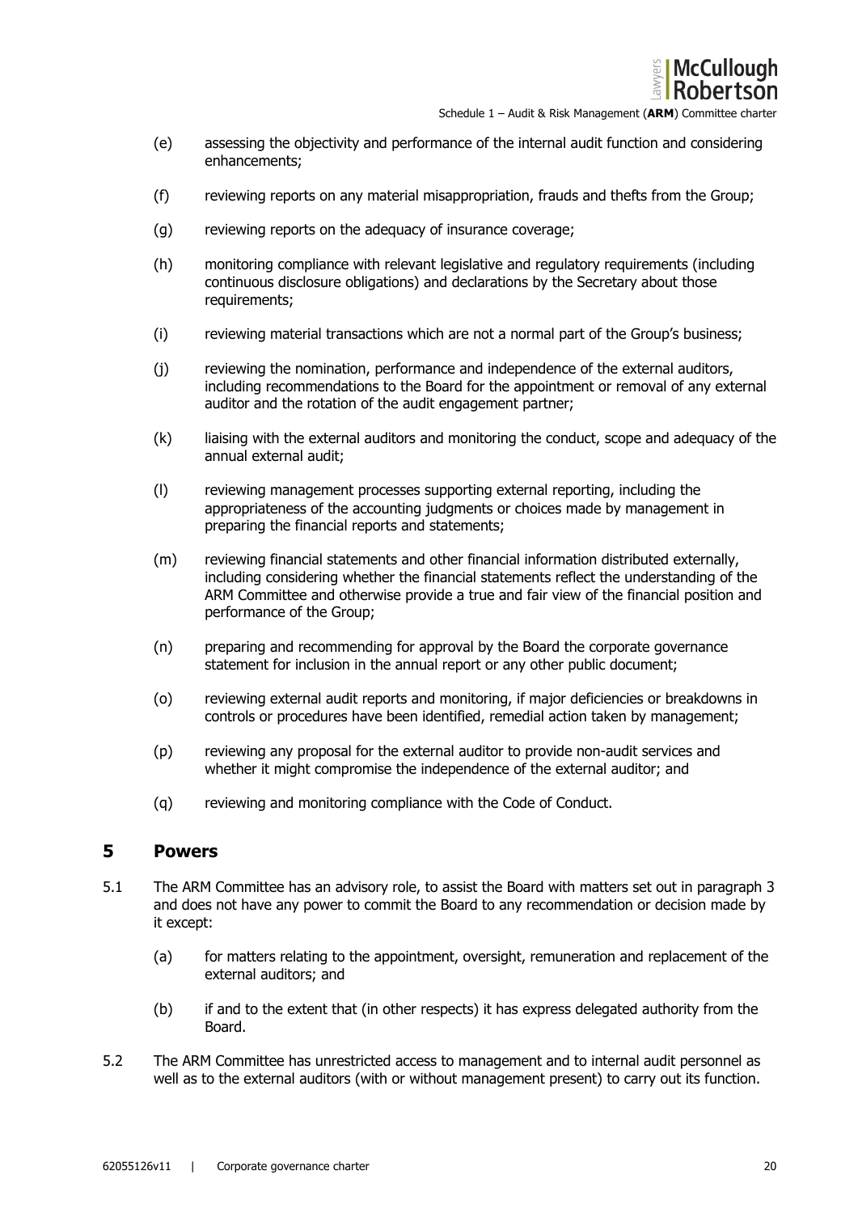(e) assessing the objectivity and performance of the internal audit function and considering enhancements;

(f) reviewing reports on any material misappropriation, frauds and thefts from the Group;

(g) reviewing reports on the adequacy of insurance coverage;

(h) monitoring compliance with relevant legislative and regulatory requirements (including continuous disclosure obligations) and declarations by the Secretary about those requirements;

(i) reviewing material transactions which are not a normal part of the Group's business;

(j) reviewing the nomination, performance and independence of the external auditors, including recommendations to the Board for the appointment or removal of any external auditor and the rotation of the audit engagement partner;

(k) liaising with the external auditors and monitoring the conduct, scope and adequacy of the annual external audit;

(l) reviewing management processes supporting external reporting, including the appropriateness of the accounting judgments or choices made by management in preparing the financial reports and statements;

(m) reviewing financial statements and other financial information distributed externally, including considering whether the financial statements reflect the understanding of the ARM Committee and otherwise provide a true and fair view of the financial position and performance of the Group;

(n) preparing and recommending for approval by the Board the corporate governance statement for inclusion in the annual report or any other public document;

(o) reviewing external audit reports and monitoring, if major deficiencies or breakdowns in controls or procedures have been identified, remedial action taken by management;

(p) reviewing any proposal for the external auditor to provide non-audit services and whether it might compromise the independence of the external auditor; and

(q) reviewing and monitoring compliance with the Code of Conduct.

## 5 Powers

5.1 The ARM Committee has an advisory role, to assist the Board with matters set out in paragraph 3 and does not have any power to commit the Board to any recommendation or decision made by it except:

(a) for matters relating to the appointment, oversight, remuneration and replacement of the external auditors; and

(b) if and to the extent that (in other respects) it has express delegated authority from the Board.

5.2 The ARM Committee has unrestricted access to management and to internal audit personnel as well as to the external auditors (with or without management present) to carry out its function.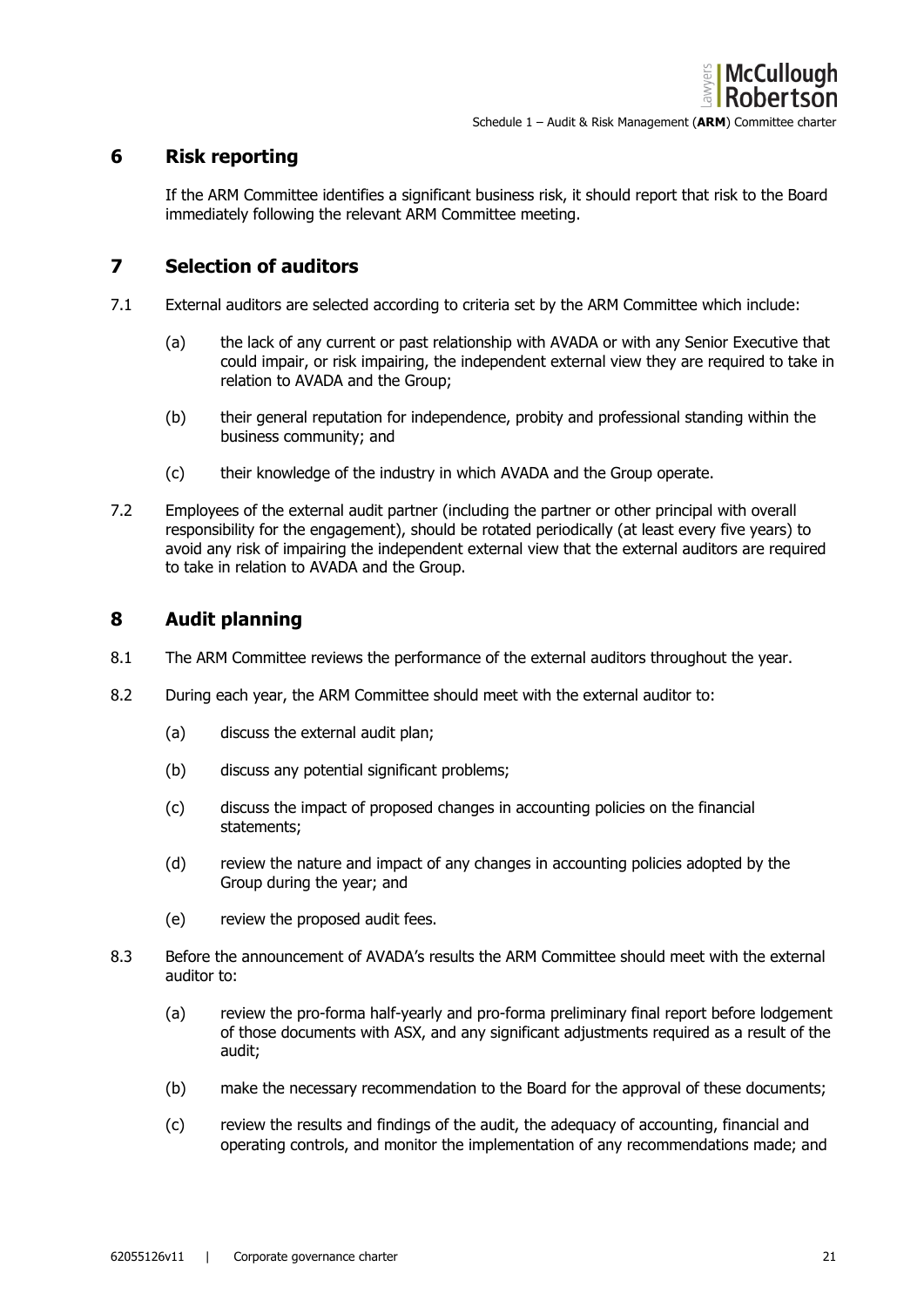## 6 Risk reporting

If the ARM Committee identifies a significant business risk, it should report that risk to the Board immediately following the relevant ARM Committee meeting.

## 7 Selection of auditors

7.1 External auditors are selected according to criteria set by the ARM Committee which include:

(a) the lack of any current or past relationship with AVADA or with any Senior Executive that could impair, or risk impairing, the independent external view they are required to take in relation to AVADA and the Group;

(b) their general reputation for independence, probity and professional standing within the business community; and

(c) their knowledge of the industry in which AVADA and the Group operate.

7.2 Employees of the external audit partner (including the partner or other principal with overall responsibility for the engagement), should be rotated periodically (at least every five years) to avoid any risk of impairing the independent external view that the external auditors are required to take in relation to AVADA and the Group.

## 8 Audit planning

8.1 The ARM Committee reviews the performance of the external auditors throughout the year.

8.2 During each year, the ARM Committee should meet with the external auditor to:

(a) discuss the external audit plan;

(b) discuss any potential significant problems;

(c) discuss the impact of proposed changes in accounting policies on the financial statements;

(d) review the nature and impact of any changes in accounting policies adopted by the Group during the year; and

(e) review the proposed audit fees.

8.3 Before the announcement of AVADA's results the ARM Committee should meet with the external auditor to:

(a) review the pro-forma half-yearly and pro-forma preliminary final report before lodgement of those documents with ASX, and any significant adjustments required as a result of the audit;

(b) make the necessary recommendation to the Board for the approval of these documents;

(c) review the results and findings of the audit, the adequacy of accounting, financial and operating controls, and monitor the implementation of any recommendations made; and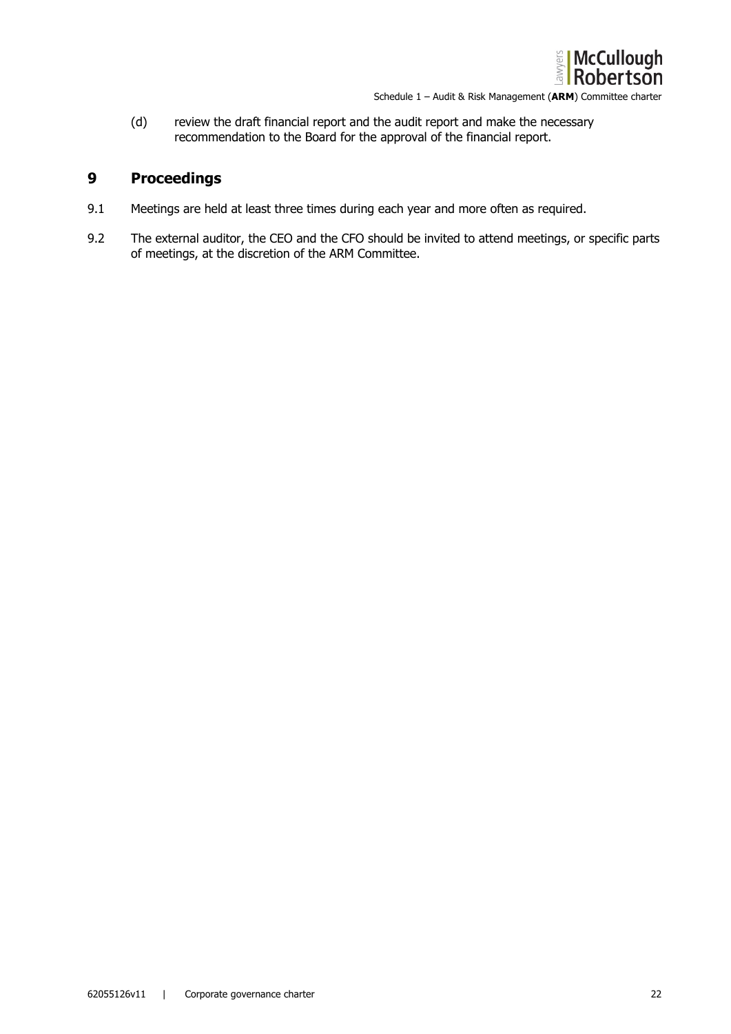(d) review the draft financial report and the audit report and make the necessary recommendation to the Board for the approval of the financial report.

## 9 Proceedings

9.1 Meetings are held at least three times during each year and more often as required.

9.2 The external auditor, the CEO and the CFO should be invited to attend meetings, or specific parts of meetings, at the discretion of the ARM Committee.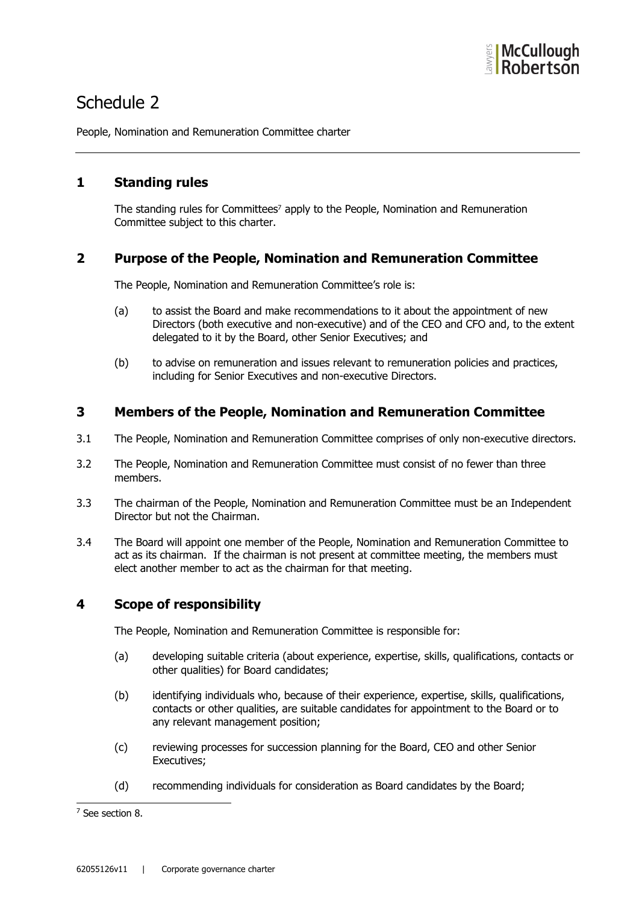# Schedule 2

People, Nomination and Remuneration Committee charter

## 1 Standing rules

The standing rules for Committees[7] apply to the People, Nomination and Remuneration Committee subject to this charter.

## 2 Purpose of the People, Nomination and Remuneration Committee

The People, Nomination and Remuneration Committee's role is:

(a) to assist the Board and make recommendations to it about the appointment of new Directors (both executive and non-executive) and of the CEO and CFO and, to the extent delegated to it by the Board, other Senior Executives; and

(b) to advise on remuneration and issues relevant to remuneration policies and practices, including for Senior Executives and non-executive Directors.

## 3 Members of the People, Nomination and Remuneration Committee

3.1 The People, Nomination and Remuneration Committee comprises of only non-executive directors.

3.2 The People, Nomination and Remuneration Committee must consist of no fewer than three members.

3.3 The chairman of the People, Nomination and Remuneration Committee must be an Independent Director but not the Chairman.

3.4 The Board will appoint one member of the People, Nomination and Remuneration Committee to act as its chairman. If the chairman is not present at committee meeting, the members must elect another member to act as the chairman for that meeting.

## 4 Scope of responsibility

The People, Nomination and Remuneration Committee is responsible for:

(a) developing suitable criteria (about experience, expertise, skills, qualifications, contacts or other qualities) for Board candidates;

(b) identifying individuals who, because of their experience, expertise, skills, qualifications, contacts or other qualities, are suitable candidates for appointment to the Board or to any relevant management position;

(c) reviewing processes for succession planning for the Board, CEO and other Senior Executives;

(d) recommending individuals for consideration as Board candidates by the Board;

[7] See section 8.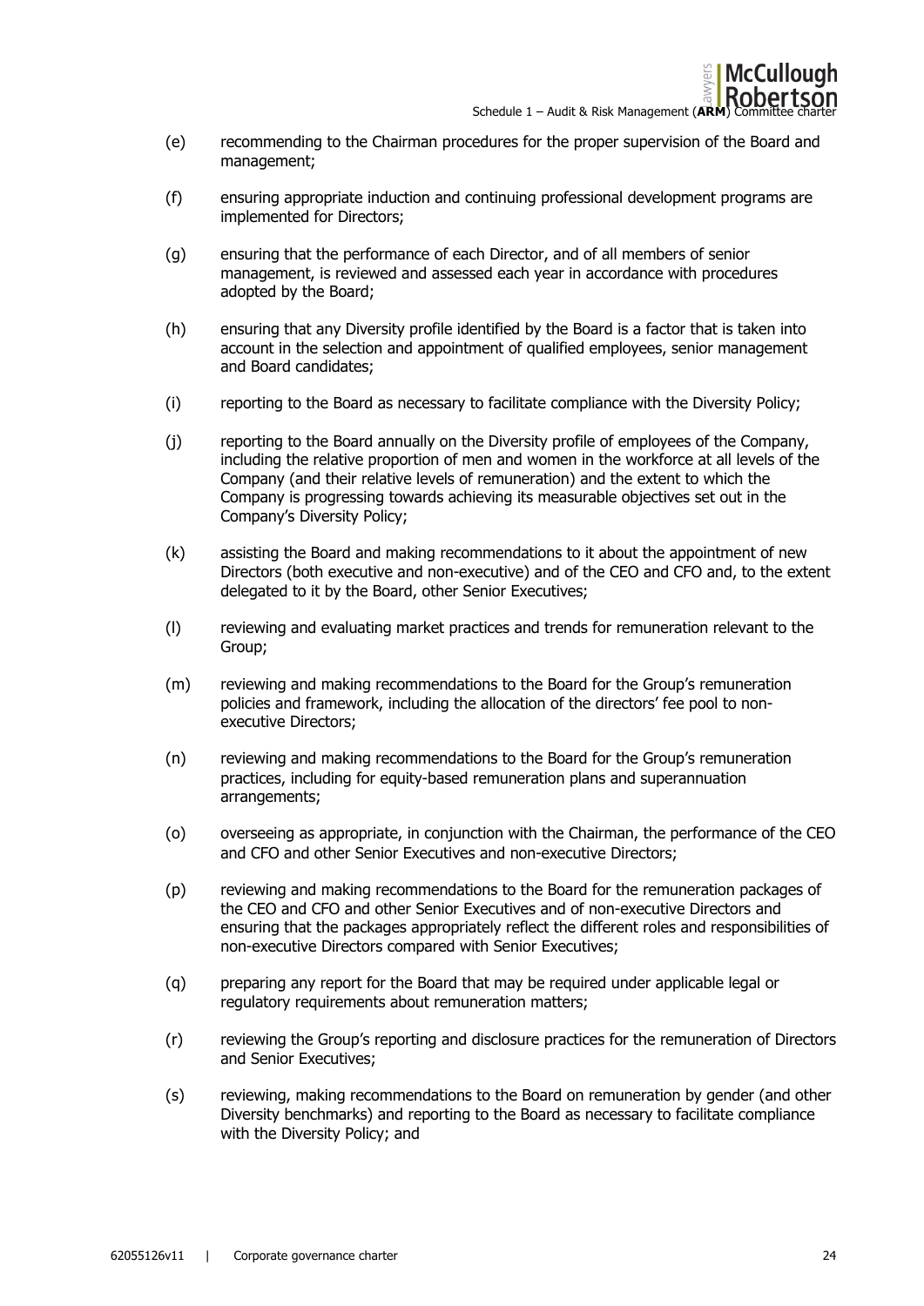(e) recommending to the Chairman procedures for the proper supervision of the Board and management;

(f) ensuring appropriate induction and continuing professional development programs are implemented for Directors;

(g) ensuring that the performance of each Director, and of all members of senior management, is reviewed and assessed each year in accordance with procedures adopted by the Board;

(h) ensuring that any Diversity profile identified by the Board is a factor that is taken into account in the selection and appointment of qualified employees, senior management and Board candidates;

(i) reporting to the Board as necessary to facilitate compliance with the Diversity Policy;

(j) reporting to the Board annually on the Diversity profile of employees of the Company, including the relative proportion of men and women in the workforce at all levels of the Company (and their relative levels of remuneration) and the extent to which the Company is progressing towards achieving its measurable objectives set out in the Company's Diversity Policy;

(k) assisting the Board and making recommendations to it about the appointment of new Directors (both executive and non-executive) and of the CEO and CFO and, to the extent delegated to it by the Board, other Senior Executives;

(l) reviewing and evaluating market practices and trends for remuneration relevant to the Group;

(m) reviewing and making recommendations to the Board for the Group's remuneration policies and framework, including the allocation of the directors' fee pool to non-executive Directors;

(n) reviewing and making recommendations to the Board for the Group's remuneration practices, including for equity-based remuneration plans and superannuation arrangements;

(o) overseeing as appropriate, in conjunction with the Chairman, the performance of the CEO and CFO and other Senior Executives and non-executive Directors;

(p) reviewing and making recommendations to the Board for the remuneration packages of the CEO and CFO and other Senior Executives and of non-executive Directors and ensuring that the packages appropriately reflect the different roles and responsibilities of non-executive Directors compared with Senior Executives;

(q) preparing any report for the Board that may be required under applicable legal or regulatory requirements about remuneration matters;

(r) reviewing the Group's reporting and disclosure practices for the remuneration of Directors and Senior Executives;

(s) reviewing, making recommendations to the Board on remuneration by gender (and other Diversity benchmarks) and reporting to the Board as necessary to facilitate compliance with the Diversity Policy; and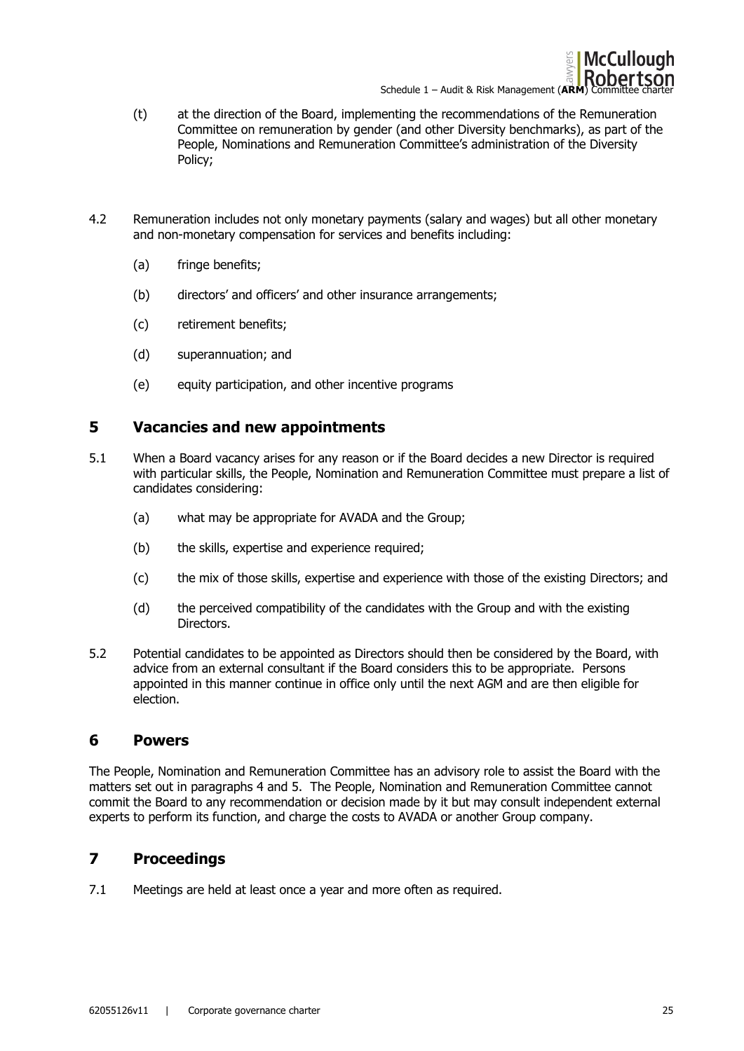(t) at the direction of the Board, implementing the recommendations of the Remuneration Committee on remuneration by gender (and other Diversity benchmarks), as part of the People, Nominations and Remuneration Committee's administration of the Diversity Policy;

4.2 Remuneration includes not only monetary payments (salary and wages) but all other monetary and non-monetary compensation for services and benefits including:

(a) fringe benefits;

(b) directors' and officers' and other insurance arrangements;

(c) retirement benefits;

(d) superannuation; and

(e) equity participation, and other incentive programs

## 5 Vacancies and new appointments

5.1 When a Board vacancy arises for any reason or if the Board decides a new Director is required with particular skills, the People, Nomination and Remuneration Committee must prepare a list of candidates considering:

(a) what may be appropriate for AVADA and the Group;

(b) the skills, expertise and experience required;

(c) the mix of those skills, expertise and experience with those of the existing Directors; and

(d) the perceived compatibility of the candidates with the Group and with the existing Directors.

5.2 Potential candidates to be appointed as Directors should then be considered by the Board, with advice from an external consultant if the Board considers this to be appropriate. Persons appointed in this manner continue in office only until the next AGM and are then eligible for election.

## 6 Powers

The People, Nomination and Remuneration Committee has an advisory role to assist the Board with the matters set out in paragraphs 4 and 5. The People, Nomination and Remuneration Committee cannot commit the Board to any recommendation or decision made by it but may consult independent external experts to perform its function, and charge the costs to AVADA or another Group company.

## 7 Proceedings

7.1 Meetings are held at least once a year and more often as required.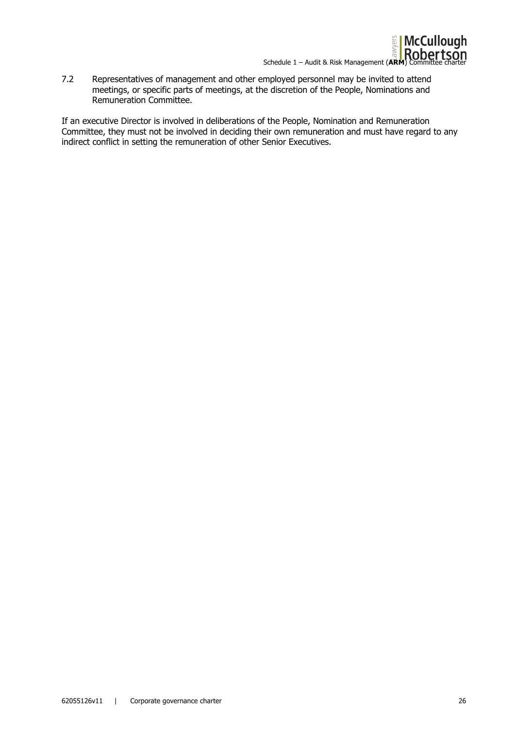7.2 Representatives of management and other employed personnel may be invited to attend meetings, or specific parts of meetings, at the discretion of the People, Nominations and Remuneration Committee.

If an executive Director is involved in deliberations of the People, Nomination and Remuneration Committee, they must not be involved in deciding their own remuneration and must have regard to any indirect conflict in setting the remuneration of other Senior Executives.